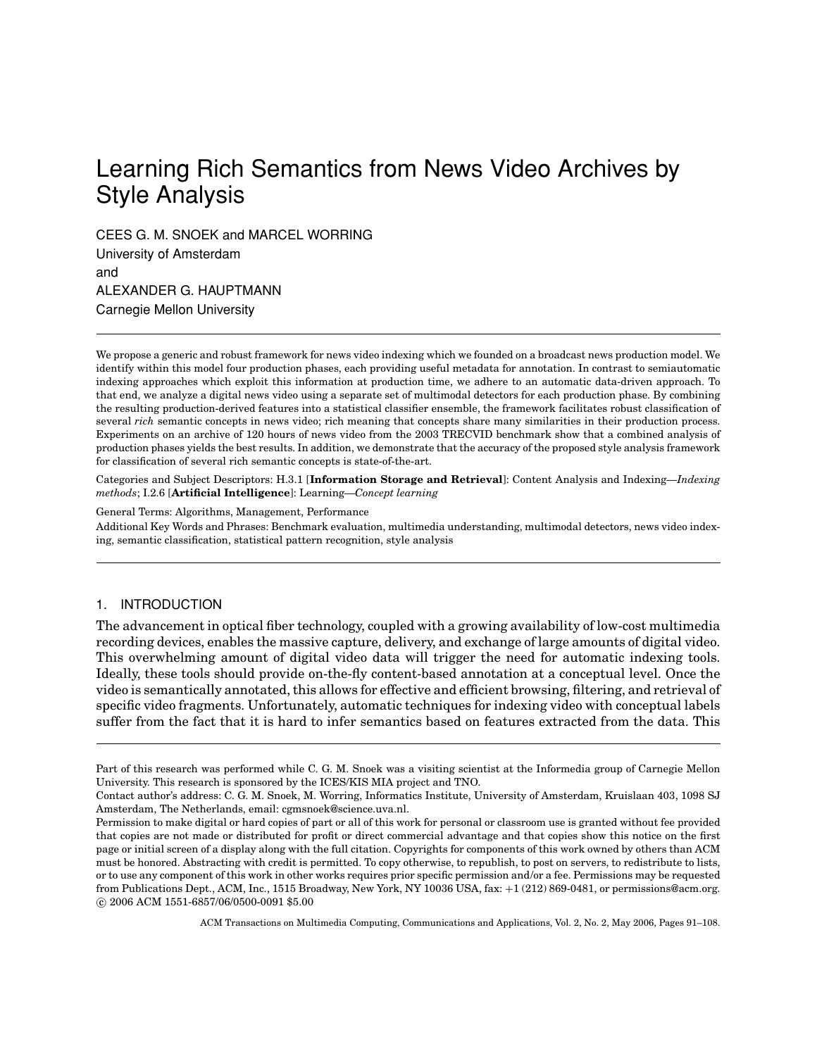# Learning Rich Semantics from News Video Archives by Style Analysis

CEES G. M. SNOEK and MARCEL WORRING
University of Amsterdam
and
ALEXANDER G. HAUPTMANN
Carnegie Mellon University

---

We propose a generic and robust framework for news video indexing which we founded on a broadcast news production model. We identify within this model four production phases, each providing useful metadata for annotation. In contrast to semiautomatic indexing approaches which exploit this information at production time, we adhere to an automatic data-driven approach. To that end, we analyze a digital news video using a separate set of multimodal detectors for each production phase. By combining the resulting production-derived features into a statistical classifier ensemble, the framework facilitates robust classification of several *rich* semantic concepts in news video; rich meaning that concepts share many similarities in their production process. Experiments on an archive of 120 hours of news video from the 2003 TRECVID benchmark show that a combined analysis of production phases yields the best results. In addition, we demonstrate that the accuracy of the proposed style analysis framework for classification of several rich semantic concepts is state-of-the-art.

Categories and Subject Descriptors: H.3.1 [**Information Storage and Retrieval**]: Content Analysis and Indexing—*Indexing methods*; I.2.6 [**Artificial Intelligence**]: Learning—*Concept learning*

General Terms: Algorithms, Management, Performance

Additional Key Words and Phrases: Benchmark evaluation, multimedia understanding, multimodal detectors, news video indexing, semantic classification, statistical pattern recognition, style analysis

---

## 1. INTRODUCTION

The advancement in optical fiber technology, coupled with a growing availability of low-cost multimedia recording devices, enables the massive capture, delivery, and exchange of large amounts of digital video. This overwhelming amount of digital video data will trigger the need for automatic indexing tools. Ideally, these tools should provide on-the-fly content-based annotation at a conceptual level. Once the video is semantically annotated, this allows for effective and efficient browsing, filtering, and retrieval of specific video fragments. Unfortunately, automatic techniques for indexing video with conceptual labels suffer from the fact that it is hard to infer semantics based on features extracted from the data. This

---

Part of this research was performed while C. G. M. Snoek was a visiting scientist at the Informedia group of Carnegie Mellon University. This research is sponsored by the ICES/KIS MIA project and TNO.

Contact author's address: C. G. M. Snoek, M. Worring, Informatics Institute, University of Amsterdam, Kruislaan 403, 1098 SJ Amsterdam, The Netherlands, email: cgmsnoek@science.uva.nl.

Permission to make digital or hard copies of part or all of this work for personal or classroom use is granted without fee provided that copies are not made or distributed for profit or direct commercial advantage and that copies show this notice on the first page or initial screen of a display along with the full citation. Copyrights for components of this work owned by others than ACM must be honored. Abstracting with credit is permitted. To copy otherwise, to republish, to post on servers, to redistribute to lists, or to use any component of this work in other works requires prior specific permission and/or a fee. Permissions may be requested from Publications Dept., ACM, Inc., 1515 Broadway, New York, NY 10036 USA, fax: +1 (212) 869-0481, or permissions@acm.org.
© 2006 ACM 1551-6857/06/0500-0091 $5.00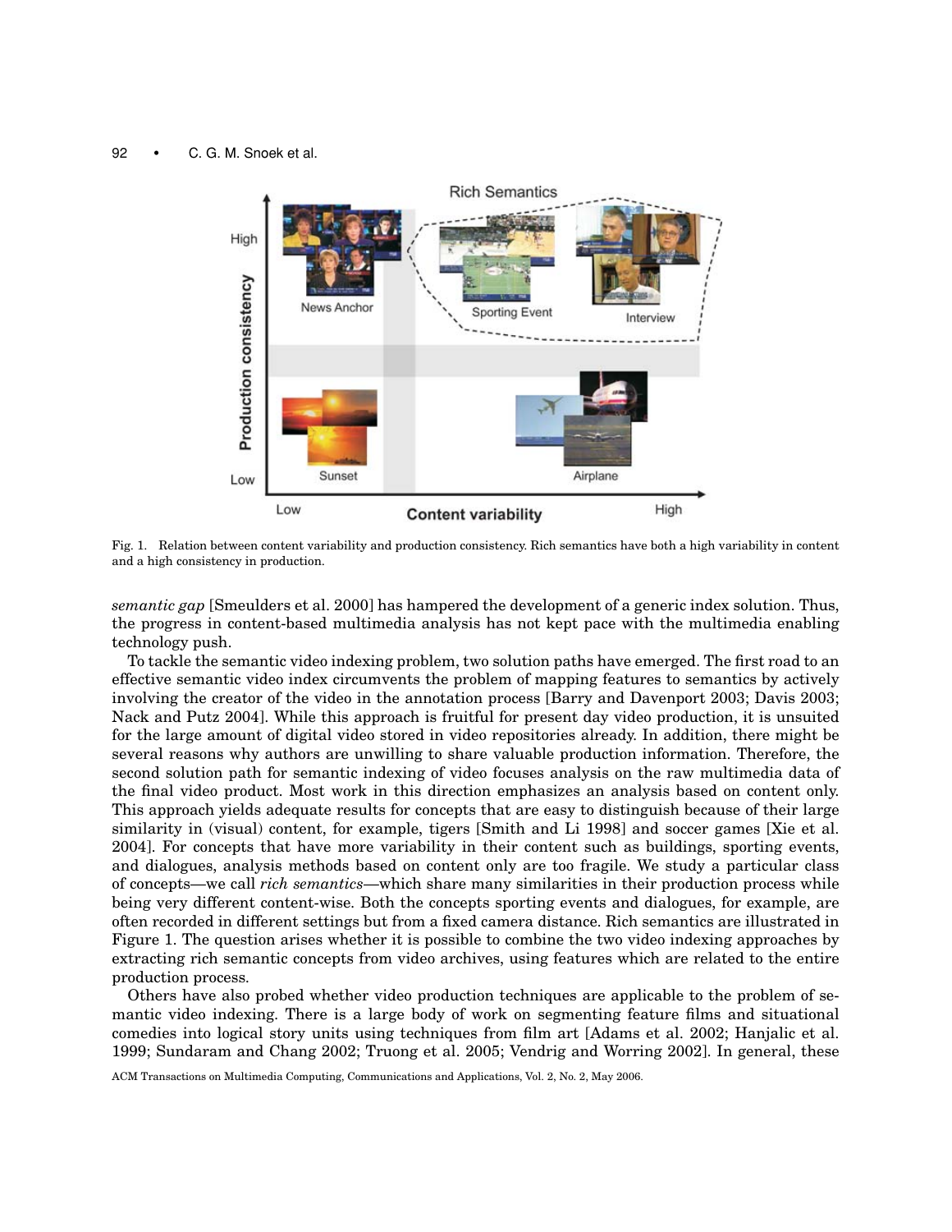Rich Semantics

High

Production consistency

Low

News Anchor

Sporting Event

Interview

Sunset

Airplane

Low

Content variability

High

Fig. 1. Relation between content variability and production consistency. Rich semantics have both a high variability in content and a high consistency in production.

*semantic gap* [Smeulders et al. 2000] has hampered the development of a generic index solution. Thus, the progress in content-based multimedia analysis has not kept pace with the multimedia enabling technology push.

To tackle the semantic video indexing problem, two solution paths have emerged. The first road to an effective semantic video index circumvents the problem of mapping features to semantics by actively involving the creator of the video in the annotation process [Barry and Davenport 2003; Davis 2003; Nack and Putz 2004]. While this approach is fruitful for present day video production, it is unsuited for the large amount of digital video stored in video repositories already. In addition, there might be several reasons why authors are unwilling to share valuable production information. Therefore, the second solution path for semantic indexing of video focuses analysis on the raw multimedia data of the final video product. Most work in this direction emphasizes an analysis based on content only. This approach yields adequate results for concepts that are easy to distinguish because of their large similarity in (visual) content, for example, tigers [Smith and Li 1998] and soccer games [Xie et al. 2004]. For concepts that have more variability in their content such as buildings, sporting events, and dialogues, analysis methods based on content only are too fragile. We study a particular class of concepts—we call *rich semantics*—which share many similarities in their production process while being very different content-wise. Both the concepts sporting events and dialogues, for example, are often recorded in different settings but from a fixed camera distance. Rich semantics are illustrated in Figure 1. The question arises whether it is possible to combine the two video indexing approaches by extracting rich semantic concepts from video archives, using features which are related to the entire production process.

Others have also probed whether video production techniques are applicable to the problem of semantic video indexing. There is a large body of work on segmenting feature films and situational comedies into logical story units using techniques from film art [Adams et al. 2002; Hanjalic et al. 1999; Sundaram and Chang 2002; Truong et al. 2005; Vendrig and Worring 2002]. In general, these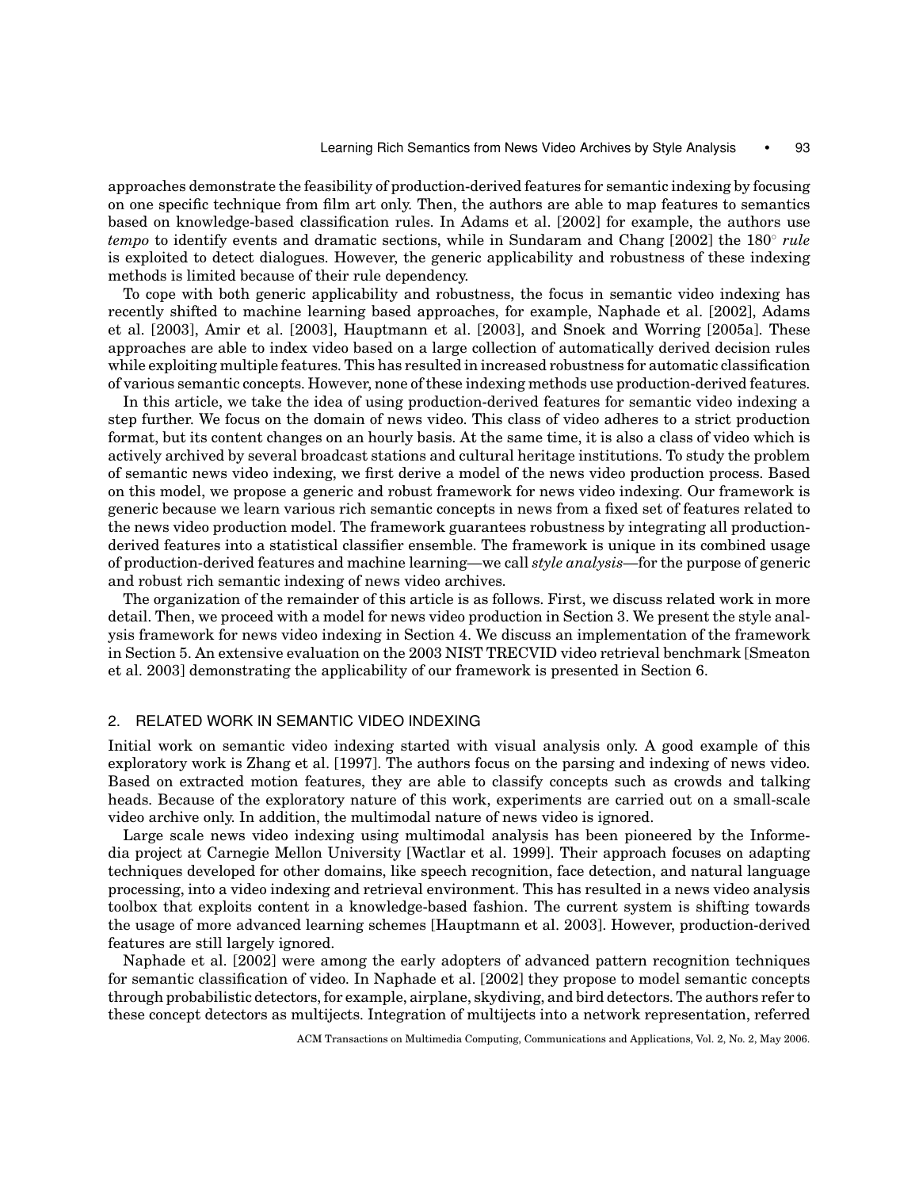approaches demonstrate the feasibility of production-derived features for semantic indexing by focusing on one specific technique from film art only. Then, the authors are able to map features to semantics based on knowledge-based classification rules. In Adams et al. [2002] for example, the authors use *tempo* to identify events and dramatic sections, while in Sundaram and Chang [2002] the 180° *rule* is exploited to detect dialogues. However, the generic applicability and robustness of these indexing methods is limited because of their rule dependency.

To cope with both generic applicability and robustness, the focus in semantic video indexing has recently shifted to machine learning based approaches, for example, Naphade et al. [2002], Adams et al. [2003], Amir et al. [2003], Hauptmann et al. [2003], and Snoek and Worring [2005a]. These approaches are able to index video based on a large collection of automatically derived decision rules while exploiting multiple features. This has resulted in increased robustness for automatic classification of various semantic concepts. However, none of these indexing methods use production-derived features.

In this article, we take the idea of using production-derived features for semantic video indexing a step further. We focus on the domain of news video. This class of video adheres to a strict production format, but its content changes on an hourly basis. At the same time, it is also a class of video which is actively archived by several broadcast stations and cultural heritage institutions. To study the problem of semantic news video indexing, we first derive a model of the news video production process. Based on this model, we propose a generic and robust framework for news video indexing. Our framework is generic because we learn various rich semantic concepts in news from a fixed set of features related to the news video production model. The framework guarantees robustness by integrating all production-derived features into a statistical classifier ensemble. The framework is unique in its combined usage of production-derived features and machine learning—we call *style analysis*—for the purpose of generic and robust rich semantic indexing of news video archives.

The organization of the remainder of this article is as follows. First, we discuss related work in more detail. Then, we proceed with a model for news video production in Section 3. We present the style analysis framework for news video indexing in Section 4. We discuss an implementation of the framework in Section 5. An extensive evaluation on the 2003 NIST TRECVID video retrieval benchmark [Smeaton et al. 2003] demonstrating the applicability of our framework is presented in Section 6.

## 2. RELATED WORK IN SEMANTIC VIDEO INDEXING

Initial work on semantic video indexing started with visual analysis only. A good example of this exploratory work is Zhang et al. [1997]. The authors focus on the parsing and indexing of news video. Based on extracted motion features, they are able to classify concepts such as crowds and talking heads. Because of the exploratory nature of this work, experiments are carried out on a small-scale video archive only. In addition, the multimodal nature of news video is ignored.

Large scale news video indexing using multimodal analysis has been pioneered by the Informedia project at Carnegie Mellon University [Wactlar et al. 1999]. Their approach focuses on adapting techniques developed for other domains, like speech recognition, face detection, and natural language processing, into a video indexing and retrieval environment. This has resulted in a news video analysis toolbox that exploits content in a knowledge-based fashion. The current system is shifting towards the usage of more advanced learning schemes [Hauptmann et al. 2003]. However, production-derived features are still largely ignored.

Naphade et al. [2002] were among the early adopters of advanced pattern recognition techniques for semantic classification of video. In Naphade et al. [2002] they propose to model semantic concepts through probabilistic detectors, for example, airplane, skydiving, and bird detectors. The authors refer to these concept detectors as multijects. Integration of multijects into a network representation, referred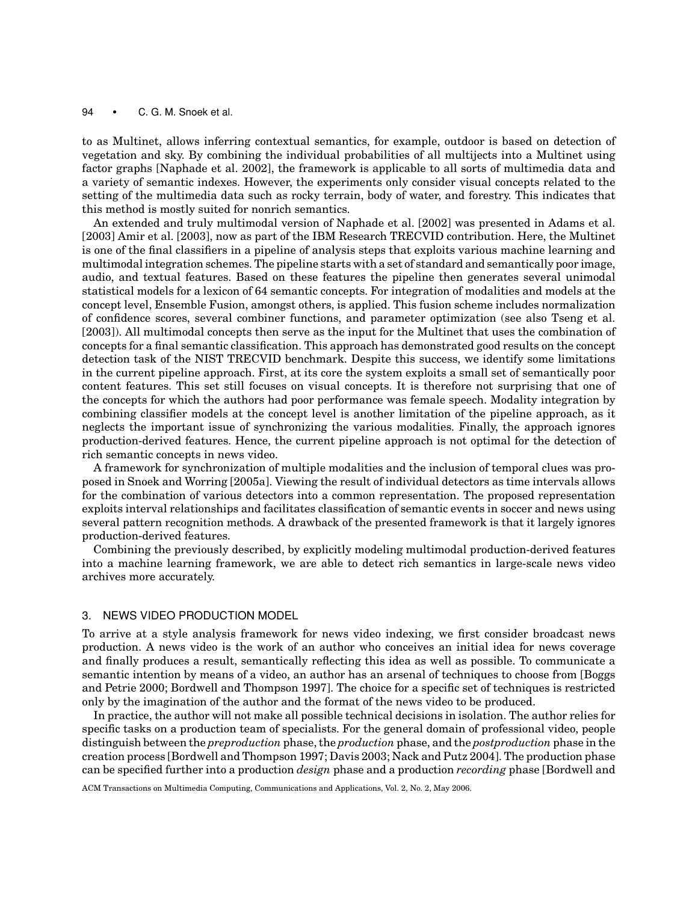to as Multinet, allows inferring contextual semantics, for example, outdoor is based on detection of vegetation and sky. By combining the individual probabilities of all multijects into a Multinet using factor graphs [Naphade et al. 2002], the framework is applicable to all sorts of multimedia data and a variety of semantic indexes. However, the experiments only consider visual concepts related to the setting of the multimedia data such as rocky terrain, body of water, and forestry. This indicates that this method is mostly suited for nonrich semantics.

An extended and truly multimodal version of Naphade et al. [2002] was presented in Adams et al. [2003] Amir et al. [2003], now as part of the IBM Research TRECVID contribution. Here, the Multinet is one of the final classifiers in a pipeline of analysis steps that exploits various machine learning and multimodal integration schemes. The pipeline starts with a set of standard and semantically poor image, audio, and textual features. Based on these features the pipeline then generates several unimodal statistical models for a lexicon of 64 semantic concepts. For integration of modalities and models at the concept level, Ensemble Fusion, amongst others, is applied. This fusion scheme includes normalization of confidence scores, several combiner functions, and parameter optimization (see also Tseng et al. [2003]). All multimodal concepts then serve as the input for the Multinet that uses the combination of concepts for a final semantic classification. This approach has demonstrated good results on the concept detection task of the NIST TRECVID benchmark. Despite this success, we identify some limitations in the current pipeline approach. First, at its core the system exploits a small set of semantically poor content features. This set still focuses on visual concepts. It is therefore not surprising that one of the concepts for which the authors had poor performance was female speech. Modality integration by combining classifier models at the concept level is another limitation of the pipeline approach, as it neglects the important issue of synchronizing the various modalities. Finally, the approach ignores production-derived features. Hence, the current pipeline approach is not optimal for the detection of rich semantic concepts in news video.

A framework for synchronization of multiple modalities and the inclusion of temporal clues was proposed in Snoek and Worring [2005a]. Viewing the result of individual detectors as time intervals allows for the combination of various detectors into a common representation. The proposed representation exploits interval relationships and facilitates classification of semantic events in soccer and news using several pattern recognition methods. A drawback of the presented framework is that it largely ignores production-derived features.

Combining the previously described, by explicitly modeling multimodal production-derived features into a machine learning framework, we are able to detect rich semantics in large-scale news video archives more accurately.

## 3. NEWS VIDEO PRODUCTION MODEL

To arrive at a style analysis framework for news video indexing, we first consider broadcast news production. A news video is the work of an author who conceives an initial idea for news coverage and finally produces a result, semantically reflecting this idea as well as possible. To communicate a semantic intention by means of a video, an author has an arsenal of techniques to choose from [Boggs and Petrie 2000; Bordwell and Thompson 1997]. The choice for a specific set of techniques is restricted only by the imagination of the author and the format of the news video to be produced.

In practice, the author will not make all possible technical decisions in isolation. The author relies for specific tasks on a production team of specialists. For the general domain of professional video, people distinguish between the *preproduction* phase, the *production* phase, and the *postproduction* phase in the creation process [Bordwell and Thompson 1997; Davis 2003; Nack and Putz 2004]. The production phase can be specified further into a production *design* phase and a production *recording* phase [Bordwell and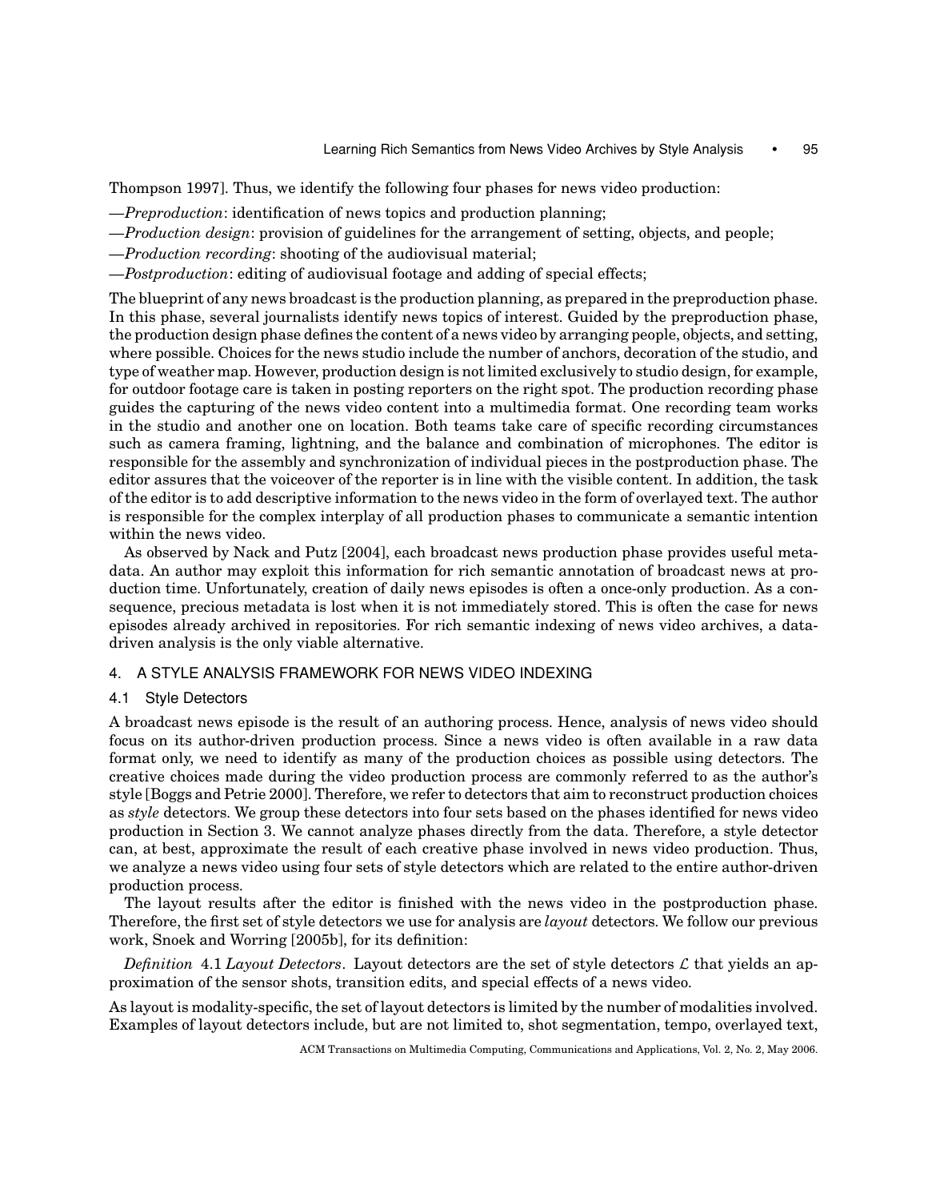Thompson 1997]. Thus, we identify the following four phases for news video production:

—*Preproduction*: identification of news topics and production planning;

—*Production design*: provision of guidelines for the arrangement of setting, objects, and people;

—*Production recording*: shooting of the audiovisual material;

—*Postproduction*: editing of audiovisual footage and adding of special effects;

The blueprint of any news broadcast is the production planning, as prepared in the preproduction phase. In this phase, several journalists identify news topics of interest. Guided by the preproduction phase, the production design phase defines the content of a news video by arranging people, objects, and setting, where possible. Choices for the news studio include the number of anchors, decoration of the studio, and type of weather map. However, production design is not limited exclusively to studio design, for example, for outdoor footage care is taken in posting reporters on the right spot. The production recording phase guides the capturing of the news video content into a multimedia format. One recording team works in the studio and another one on location. Both teams take care of specific recording circumstances such as camera framing, lightning, and the balance and combination of microphones. The editor is responsible for the assembly and synchronization of individual pieces in the postproduction phase. The editor assures that the voiceover of the reporter is in line with the visible content. In addition, the task of the editor is to add descriptive information to the news video in the form of overlayed text. The author is responsible for the complex interplay of all production phases to communicate a semantic intention within the news video.

As observed by Nack and Putz [2004], each broadcast news production phase provides useful metadata. An author may exploit this information for rich semantic annotation of broadcast news at production time. Unfortunately, creation of daily news episodes is often a once-only production. As a consequence, precious metadata is lost when it is not immediately stored. This is often the case for news episodes already archived in repositories. For rich semantic indexing of news video archives, a data-driven analysis is the only viable alternative.

## 4. A STYLE ANALYSIS FRAMEWORK FOR NEWS VIDEO INDEXING

### 4.1 Style Detectors

A broadcast news episode is the result of an authoring process. Hence, analysis of news video should focus on its author-driven production process. Since a news video is often available in a raw data format only, we need to identify as many of the production choices as possible using detectors. The creative choices made during the video production process are commonly referred to as the author's style [Boggs and Petrie 2000]. Therefore, we refer to detectors that aim to reconstruct production choices as *style* detectors. We group these detectors into four sets based on the phases identified for news video production in Section 3. We cannot analyze phases directly from the data. Therefore, a style detector can, at best, approximate the result of each creative phase involved in news video production. Thus, we analyze a news video using four sets of style detectors which are related to the entire author-driven production process.

The layout results after the editor is finished with the news video in the postproduction phase. Therefore, the first set of style detectors we use for analysis are *layout* detectors. We follow our previous work, Snoek and Worring [2005b], for its definition:

*Definition* 4.1 *Layout Detectors*. Layout detectors are the set of style detectors $\mathcal{L}$ that yields an approximation of the sensor shots, transition edits, and special effects of a news video.

As layout is modality-specific, the set of layout detectors is limited by the number of modalities involved. Examples of layout detectors include, but are not limited to, shot segmentation, tempo, overlayed text,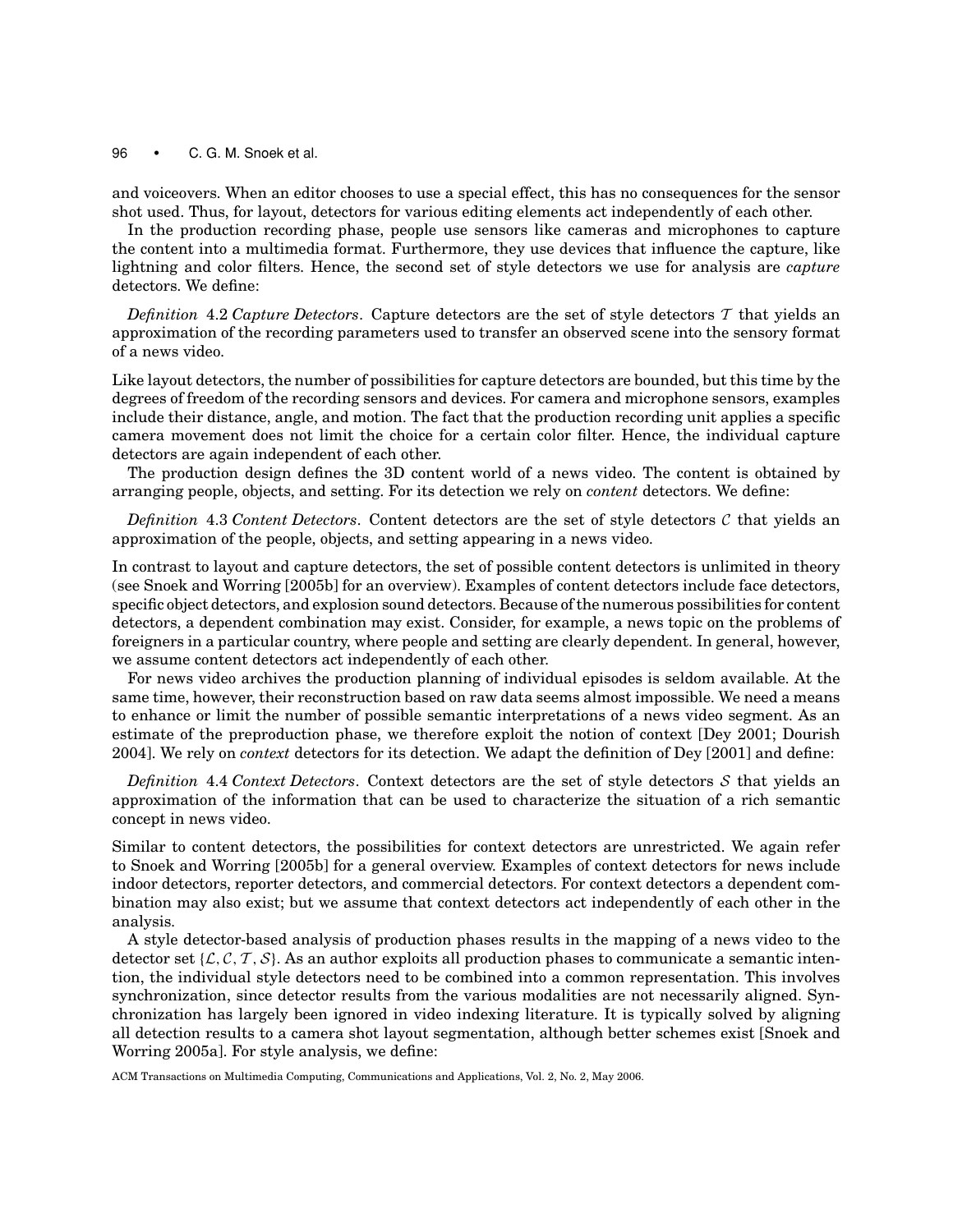and voiceovers. When an editor chooses to use a special effect, this has no consequences for the sensor shot used. Thus, for layout, detectors for various editing elements act independently of each other.

In the production recording phase, people use sensors like cameras and microphones to capture the content into a multimedia format. Furthermore, they use devices that influence the capture, like lightning and color filters. Hence, the second set of style detectors we use for analysis are *capture* detectors. We define:

*Definition* 4.2 *Capture Detectors*. Capture detectors are the set of style detectors $\mathcal{T}$ that yields an approximation of the recording parameters used to transfer an observed scene into the sensory format of a news video.

Like layout detectors, the number of possibilities for capture detectors are bounded, but this time by the degrees of freedom of the recording sensors and devices. For camera and microphone sensors, examples include their distance, angle, and motion. The fact that the production recording unit applies a specific camera movement does not limit the choice for a certain color filter. Hence, the individual capture detectors are again independent of each other.

The production design defines the 3D content world of a news video. The content is obtained by arranging people, objects, and setting. For its detection we rely on *content* detectors. We define:

*Definition* 4.3 *Content Detectors*. Content detectors are the set of style detectors $\mathcal{C}$ that yields an approximation of the people, objects, and setting appearing in a news video.

In contrast to layout and capture detectors, the set of possible content detectors is unlimited in theory (see Snoek and Worring [2005b] for an overview). Examples of content detectors include face detectors, specific object detectors, and explosion sound detectors. Because of the numerous possibilities for content detectors, a dependent combination may exist. Consider, for example, a news topic on the problems of foreigners in a particular country, where people and setting are clearly dependent. In general, however, we assume content detectors act independently of each other.

For news video archives the production planning of individual episodes is seldom available. At the same time, however, their reconstruction based on raw data seems almost impossible. We need a means to enhance or limit the number of possible semantic interpretations of a news video segment. As an estimate of the preproduction phase, we therefore exploit the notion of context [Dey 2001; Dourish 2004]. We rely on *context* detectors for its detection. We adapt the definition of Dey [2001] and define:

*Definition* 4.4 *Context Detectors*. Context detectors are the set of style detectors $\mathcal{S}$ that yields an approximation of the information that can be used to characterize the situation of a rich semantic concept in news video.

Similar to content detectors, the possibilities for context detectors are unrestricted. We again refer to Snoek and Worring [2005b] for a general overview. Examples of context detectors for news include indoor detectors, reporter detectors, and commercial detectors. For context detectors a dependent combination may also exist; but we assume that context detectors act independently of each other in the analysis.

A style detector-based analysis of production phases results in the mapping of a news video to the detector set $\{\mathcal{L}, \mathcal{C}, \mathcal{T}, \mathcal{S}\}$. As an author exploits all production phases to communicate a semantic intention, the individual style detectors need to be combined into a common representation. This involves synchronization, since detector results from the various modalities are not necessarily aligned. Synchronization has largely been ignored in video indexing literature. It is typically solved by aligning all detection results to a camera shot layout segmentation, although better schemes exist [Snoek and Worring 2005a]. For style analysis, we define: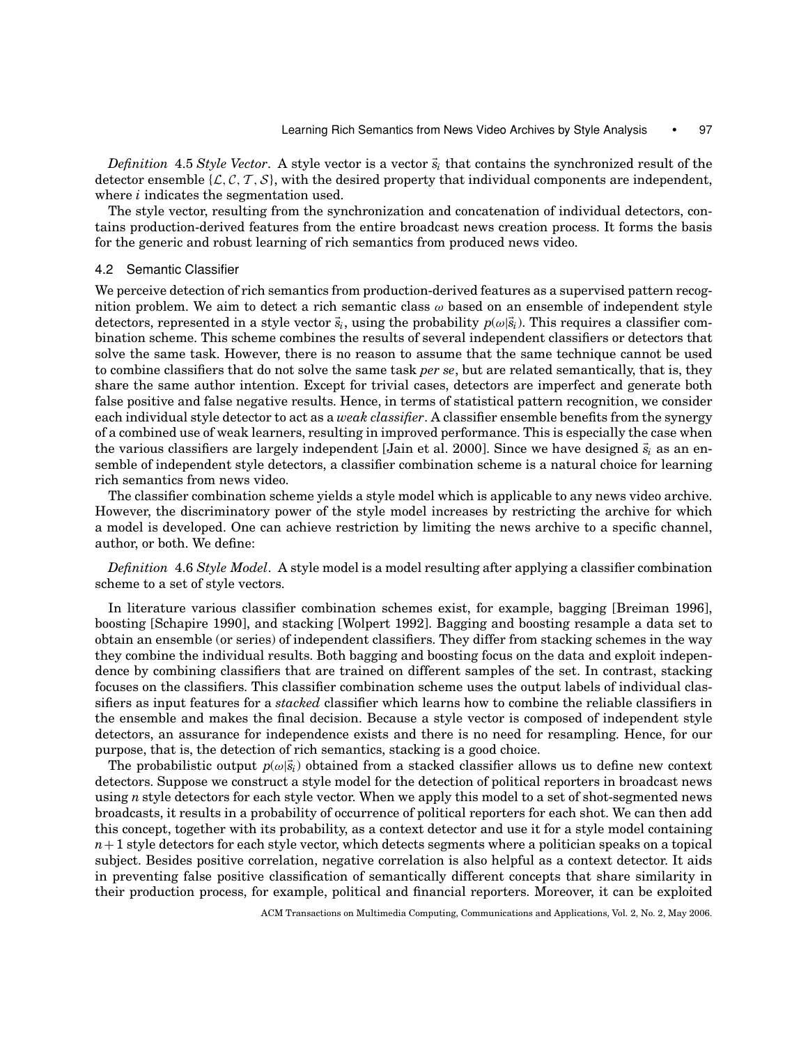*Definition* 4.5 *Style Vector*. A style vector is a vector $\vec{s}_i$ that contains the synchronized result of the detector ensemble $\{\mathcal{L}, \mathcal{C}, \mathcal{T}, \mathcal{S}\}$, with the desired property that individual components are independent, where $i$ indicates the segmentation used.

The style vector, resulting from the synchronization and concatenation of individual detectors, contains production-derived features from the entire broadcast news creation process. It forms the basis for the generic and robust learning of rich semantics from produced news video.

## 4.2 Semantic Classifier

We perceive detection of rich semantics from production-derived features as a supervised pattern recognition problem. We aim to detect a rich semantic class $\omega$ based on an ensemble of independent style detectors, represented in a style vector $\vec{s}_i$, using the probability $p(\omega|\vec{s}_i)$. This requires a classifier combination scheme. This scheme combines the results of several independent classifiers or detectors that solve the same task. However, there is no reason to assume that the same technique cannot be used to combine classifiers that do not solve the same task *per se*, but are related semantically, that is, they share the same author intention. Except for trivial cases, detectors are imperfect and generate both false positive and false negative results. Hence, in terms of statistical pattern recognition, we consider each individual style detector to act as a *weak classifier*. A classifier ensemble benefits from the synergy of a combined use of weak learners, resulting in improved performance. This is especially the case when the various classifiers are largely independent [Jain et al. 2000]. Since we have designed $\vec{s}_i$ as an ensemble of independent style detectors, a classifier combination scheme is a natural choice for learning rich semantics from news video.

The classifier combination scheme yields a style model which is applicable to any news video archive. However, the discriminatory power of the style model increases by restricting the archive for which a model is developed. One can achieve restriction by limiting the news archive to a specific channel, author, or both. We define:

*Definition* 4.6 *Style Model*. A style model is a model resulting after applying a classifier combination scheme to a set of style vectors.

In literature various classifier combination schemes exist, for example, bagging [Breiman 1996], boosting [Schapire 1990], and stacking [Wolpert 1992]. Bagging and boosting resample a data set to obtain an ensemble (or series) of independent classifiers. They differ from stacking schemes in the way they combine the individual results. Both bagging and boosting focus on the data and exploit independence by combining classifiers that are trained on different samples of the set. In contrast, stacking focuses on the classifiers. This classifier combination scheme uses the output labels of individual classifiers as input features for a *stacked* classifier which learns how to combine the reliable classifiers in the ensemble and makes the final decision. Because a style vector is composed of independent style detectors, an assurance for independence exists and there is no need for resampling. Hence, for our purpose, that is, the detection of rich semantics, stacking is a good choice.

The probabilistic output $p(\omega|\vec{s}_i)$ obtained from a stacked classifier allows us to define new context detectors. Suppose we construct a style model for the detection of political reporters in broadcast news using $n$ style detectors for each style vector. When we apply this model to a set of shot-segmented news broadcasts, it results in a probability of occurrence of political reporters for each shot. We can then add this concept, together with its probability, as a context detector and use it for a style model containing $n+1$ style detectors for each style vector, which detects segments where a politician speaks on a topical subject. Besides positive correlation, negative correlation is also helpful as a context detector. It aids in preventing false positive classification of semantically different concepts that share similarity in their production process, for example, political and financial reporters. Moreover, it can be exploited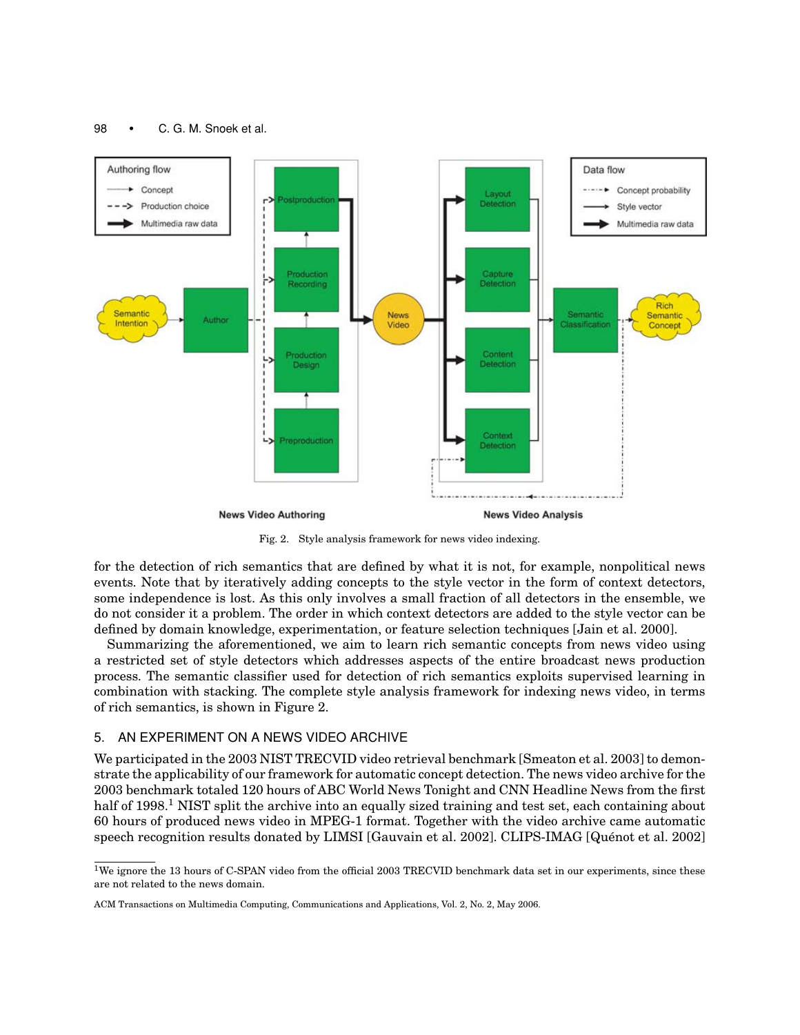Fig. 2. Style analysis framework for news video indexing.

for the detection of rich semantics that are defined by what it is not, for example, nonpolitical news events. Note that by iteratively adding concepts to the style vector in the form of context detectors, some independence is lost. As this only involves a small fraction of all detectors in the ensemble, we do not consider it a problem. The order in which context detectors are added to the style vector can be defined by domain knowledge, experimentation, or feature selection techniques [Jain et al. 2000].

Summarizing the aforementioned, we aim to learn rich semantic concepts from news video using a restricted set of style detectors which addresses aspects of the entire broadcast news production process. The semantic classifier used for detection of rich semantics exploits supervised learning in combination with stacking. The complete style analysis framework for indexing news video, in terms of rich semantics, is shown in Figure 2.

## 5. AN EXPERIMENT ON A NEWS VIDEO ARCHIVE

We participated in the 2003 NIST TRECVID video retrieval benchmark [Smeaton et al. 2003] to demonstrate the applicability of our framework for automatic concept detection. The news video archive for the 2003 benchmark totaled 120 hours of ABC World News Tonight and CNN Headline News from the first half of 1998.[1] NIST split the archive into an equally sized training and test set, each containing about 60 hours of produced news video in MPEG-1 format. Together with the video archive came automatic speech recognition results donated by LIMSI [Gauvain et al. 2002]. CLIPS-IMAG [Quénot et al. 2002]

[1] We ignore the 13 hours of C-SPAN video from the official 2003 TRECVID benchmark data set in our experiments, since these are not related to the news domain.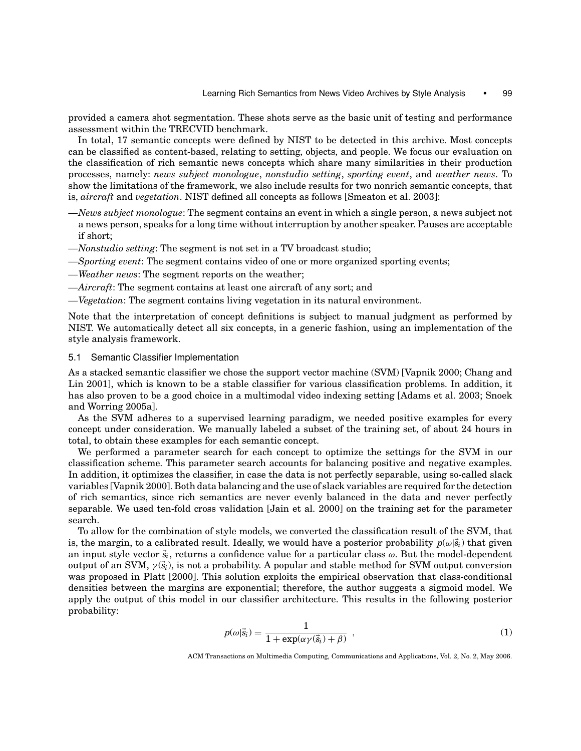provided a camera shot segmentation. These shots serve as the basic unit of testing and performance assessment within the TRECVID benchmark.

In total, 17 semantic concepts were defined by NIST to be detected in this archive. Most concepts can be classified as content-based, relating to setting, objects, and people. We focus our evaluation on the classification of rich semantic news concepts which share many similarities in their production processes, namely: *news subject monologue*, *nonstudio setting*, *sporting event*, and *weather news*. To show the limitations of the framework, we also include results for two nonrich semantic concepts, that is, *aircraft* and *vegetation*. NIST defined all concepts as follows [Smeaton et al. 2003]:

—*News subject monologue*: The segment contains an event in which a single person, a news subject not a news person, speaks for a long time without interruption by another speaker. Pauses are acceptable if short;

—*Nonstudio setting*: The segment is not set in a TV broadcast studio;

—*Sporting event*: The segment contains video of one or more organized sporting events;

—*Weather news*: The segment reports on the weather;

—*Aircraft*: The segment contains at least one aircraft of any sort; and

—*Vegetation*: The segment contains living vegetation in its natural environment.

Note that the interpretation of concept definitions is subject to manual judgment as performed by NIST. We automatically detect all six concepts, in a generic fashion, using an implementation of the style analysis framework.

### 5.1 Semantic Classifier Implementation

As a stacked semantic classifier we chose the support vector machine (SVM) [Vapnik 2000; Chang and Lin 2001], which is known to be a stable classifier for various classification problems. In addition, it has also proven to be a good choice in a multimodal video indexing setting [Adams et al. 2003; Snoek and Worring 2005a].

As the SVM adheres to a supervised learning paradigm, we needed positive examples for every concept under consideration. We manually labeled a subset of the training set, of about 24 hours in total, to obtain these examples for each semantic concept.

We performed a parameter search for each concept to optimize the settings for the SVM in our classification scheme. This parameter search accounts for balancing positive and negative examples. In addition, it optimizes the classifier, in case the data is not perfectly separable, using so-called slack variables [Vapnik 2000]. Both data balancing and the use of slack variables are required for the detection of rich semantics, since rich semantics are never evenly balanced in the data and never perfectly separable. We used ten-fold cross validation [Jain et al. 2000] on the training set for the parameter search.

To allow for the combination of style models, we converted the classification result of the SVM, that is, the margin, to a calibrated result. Ideally, we would have a posterior probability $p(\omega|\vec{s}_i)$ that given an input style vector $\vec{s}_i$, returns a confidence value for a particular class $\omega$. But the model-dependent output of an SVM, $\gamma(\vec{s}_i)$, is not a probability. A popular and stable method for SVM output conversion was proposed in Platt [2000]. This solution exploits the empirical observation that class-conditional densities between the margins are exponential; therefore, the author suggests a sigmoid model. We apply the output of this model in our classifier architecture. This results in the following posterior probability:

$$p(\omega|\vec{s}_i) = \frac{1}{1 + \exp(\alpha\gamma(\vec{s}_i) + \beta)} \quad , \tag{1}$$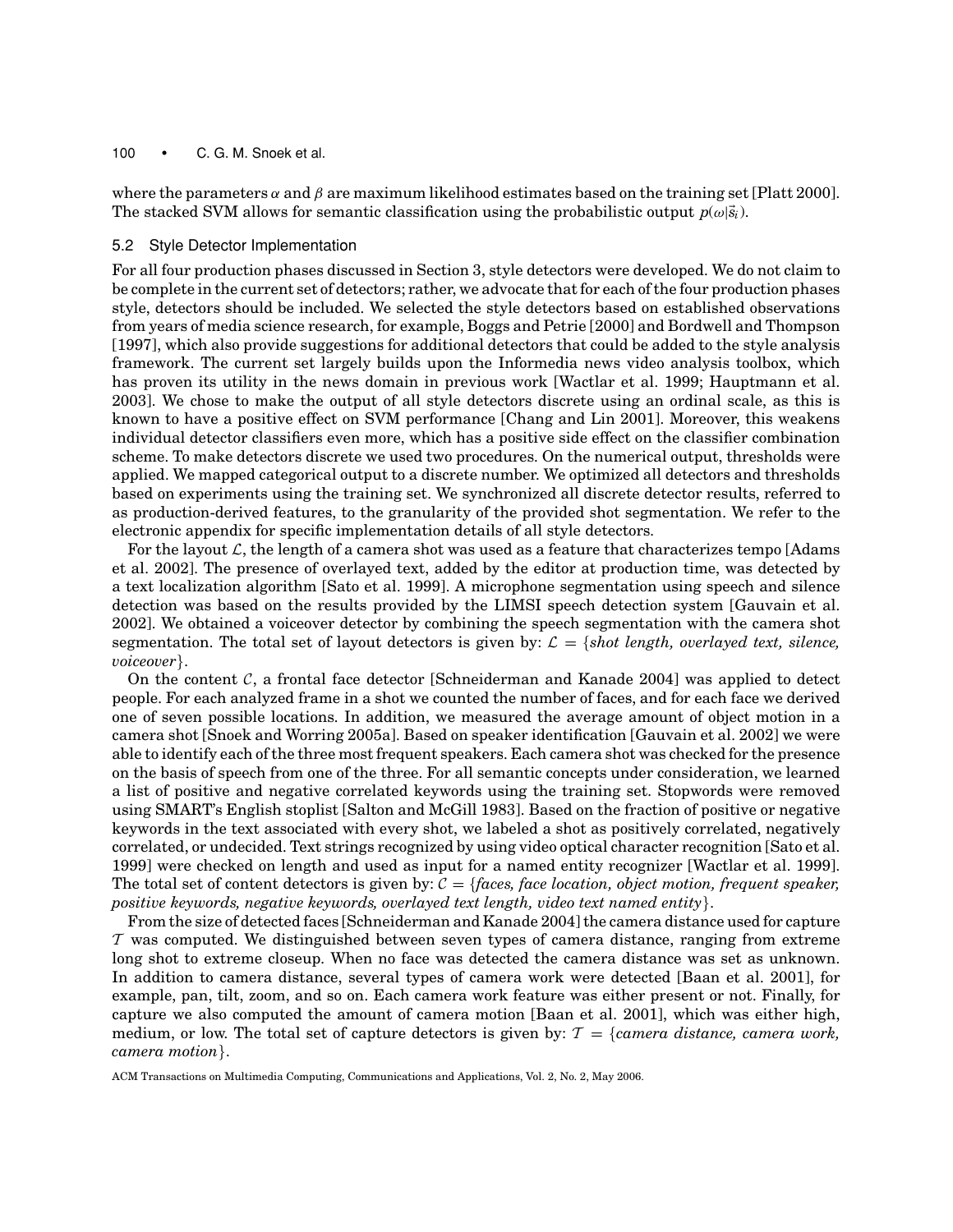where the parameters $\alpha$ and $\beta$ are maximum likelihood estimates based on the training set [Platt 2000]. The stacked SVM allows for semantic classification using the probabilistic output $p(\omega|\vec{s}_i)$.

### 5.2 Style Detector Implementation

For all four production phases discussed in Section 3, style detectors were developed. We do not claim to be complete in the current set of detectors; rather, we advocate that for each of the four production phases style, detectors should be included. We selected the style detectors based on established observations from years of media science research, for example, Boggs and Petrie [2000] and Bordwell and Thompson [1997], which also provide suggestions for additional detectors that could be added to the style analysis framework. The current set largely builds upon the Informedia news video analysis toolbox, which has proven its utility in the news domain in previous work [Wactlar et al. 1999; Hauptmann et al. 2003]. We chose to make the output of all style detectors discrete using an ordinal scale, as this is known to have a positive effect on SVM performance [Chang and Lin 2001]. Moreover, this weakens individual detector classifiers even more, which has a positive side effect on the classifier combination scheme. To make detectors discrete we used two procedures. On the numerical output, thresholds were applied. We mapped categorical output to a discrete number. We optimized all detectors and thresholds based on experiments using the training set. We synchronized all discrete detector results, referred to as production-derived features, to the granularity of the provided shot segmentation. We refer to the electronic appendix for specific implementation details of all style detectors.

For the layout $\mathcal{L}$, the length of a camera shot was used as a feature that characterizes tempo [Adams et al. 2002]. The presence of overlayed text, added by the editor at production time, was detected by a text localization algorithm [Sato et al. 1999]. A microphone segmentation using speech and silence detection was based on the results provided by the LIMSI speech detection system [Gauvain et al. 2002]. We obtained a voiceover detector by combining the speech segmentation with the camera shot segmentation. The total set of layout detectors is given by: $\mathcal{L}$ = {*shot length, overlayed text, silence, voiceover*}.

On the content $\mathcal{C}$, a frontal face detector [Schneiderman and Kanade 2004] was applied to detect people. For each analyzed frame in a shot we counted the number of faces, and for each face we derived one of seven possible locations. In addition, we measured the average amount of object motion in a camera shot [Snoek and Worring 2005a]. Based on speaker identification [Gauvain et al. 2002] we were able to identify each of the three most frequent speakers. Each camera shot was checked for the presence on the basis of speech from one of the three. For all semantic concepts under consideration, we learned a list of positive and negative correlated keywords using the training set. Stopwords were removed using SMART's English stoplist [Salton and McGill 1983]. Based on the fraction of positive or negative keywords in the text associated with every shot, we labeled a shot as positively correlated, negatively correlated, or undecided. Text strings recognized by using video optical character recognition [Sato et al. 1999] were checked on length and used as input for a named entity recognizer [Wactlar et al. 1999]. The total set of content detectors is given by: $\mathcal{C}$ = {*faces, face location, object motion, frequent speaker, positive keywords, negative keywords, overlayed text length, video text named entity*}.

From the size of detected faces [Schneiderman and Kanade 2004] the camera distance used for capture $\mathcal{T}$ was computed. We distinguished between seven types of camera distance, ranging from extreme long shot to extreme closeup. When no face was detected the camera distance was set as unknown. In addition to camera distance, several types of camera work were detected [Baan et al. 2001], for example, pan, tilt, zoom, and so on. Each camera work feature was either present or not. Finally, for capture we also computed the amount of camera motion [Baan et al. 2001], which was either high, medium, or low. The total set of capture detectors is given by: $\mathcal{T}$ = {*camera distance, camera work, camera motion*}.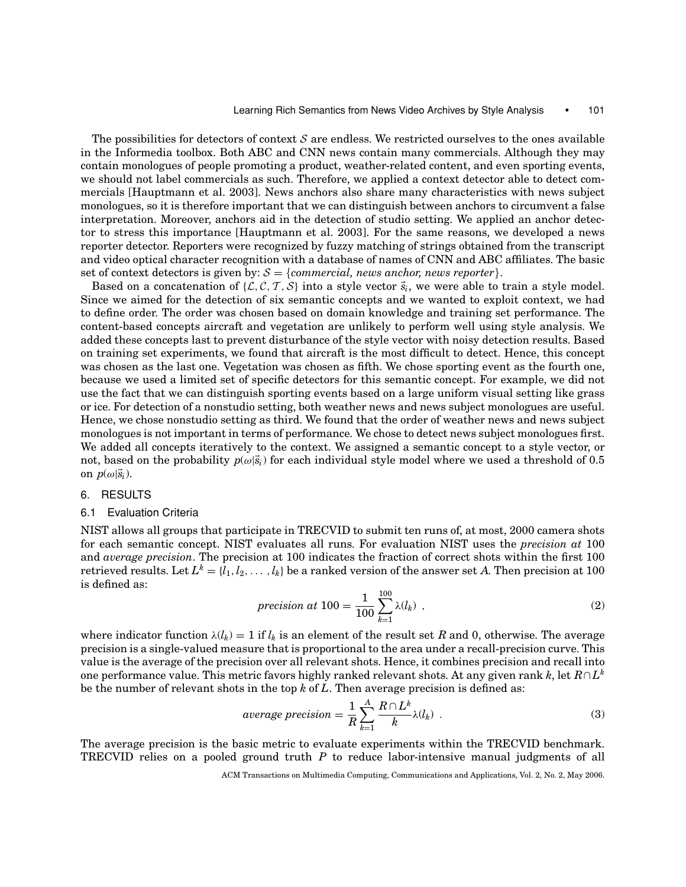The possibilities for detectors of context $\mathcal{S}$ are endless. We restricted ourselves to the ones available in the Informedia toolbox. Both ABC and CNN news contain many commercials. Although they may contain monologues of people promoting a product, weather-related content, and even sporting events, we should not label commercials as such. Therefore, we applied a context detector able to detect commercials [Hauptmann et al. 2003]. News anchors also share many characteristics with news subject monologues, so it is therefore important that we can distinguish between anchors to circumvent a false interpretation. Moreover, anchors aid in the detection of studio setting. We applied an anchor detector to stress this importance [Hauptmann et al. 2003]. For the same reasons, we developed a news reporter detector. Reporters were recognized by fuzzy matching of strings obtained from the transcript and video optical character recognition with a database of names of CNN and ABC affiliates. The basic set of context detectors is given by: $\mathcal{S} = \{$*commercial, news anchor, news reporter*$\}$.

Based on a concatenation of $\{\mathcal{L}, \mathcal{C}, \mathcal{T}, \mathcal{S}\}$ into a style vector $\vec{s}_i$, we were able to train a style model. Since we aimed for the detection of six semantic concepts and we wanted to exploit context, we had to define order. The order was chosen based on domain knowledge and training set performance. The content-based concepts aircraft and vegetation are unlikely to perform well using style analysis. We added these concepts last to prevent disturbance of the style vector with noisy detection results. Based on training set experiments, we found that aircraft is the most difficult to detect. Hence, this concept was chosen as the last one. Vegetation was chosen as fifth. We chose sporting event as the fourth one, because we used a limited set of specific detectors for this semantic concept. For example, we did not use the fact that we can distinguish sporting events based on a large uniform visual setting like grass or ice. For detection of a nonstudio setting, both weather news and news subject monologues are useful. Hence, we chose nonstudio setting as third. We found that the order of weather news and news subject monologues is not important in terms of performance. We chose to detect news subject monologues first. We added all concepts iteratively to the context. We assigned a semantic concept to a style vector, or not, based on the probability $p(\omega|\vec{s}_i)$ for each individual style model where we used a threshold of 0.5 on $p(\omega|\vec{s}_i)$.

## 6. RESULTS

### 6.1 Evaluation Criteria

NIST allows all groups that participate in TRECVID to submit ten runs of, at most, 2000 camera shots for each semantic concept. NIST evaluates all runs. For evaluation NIST uses the *precision at* 100 and *average precision*. The precision at 100 indicates the fraction of correct shots within the first 100 retrieved results. Let $L^k = \{l_1, l_2, \ldots, l_k\}$ be a ranked version of the answer set $A$. Then precision at 100 is defined as:

$$\textit{precision at } 100 = \frac{1}{100} \sum_{k=1}^{100} \lambda(l_k) \ , \tag{2}$$

where indicator function $\lambda(l_k) = 1$ if $l_k$ is an element of the result set $R$ and 0, otherwise. The average precision is a single-valued measure that is proportional to the area under a recall-precision curve. This value is the average of the precision over all relevant shots. Hence, it combines precision and recall into one performance value. This metric favors highly ranked relevant shots. At any given rank $k$, let $R \cap L^k$ be the number of relevant shots in the top $k$ of $L$. Then average precision is defined as:

$$\textit{average precision} = \frac{1}{R} \sum_{k=1}^{A} \frac{R \cap L^k}{k} \lambda(l_k) \ . \tag{3}$$

The average precision is the basic metric to evaluate experiments within the TRECVID benchmark. TRECVID relies on a pooled ground truth $P$ to reduce labor-intensive manual judgments of all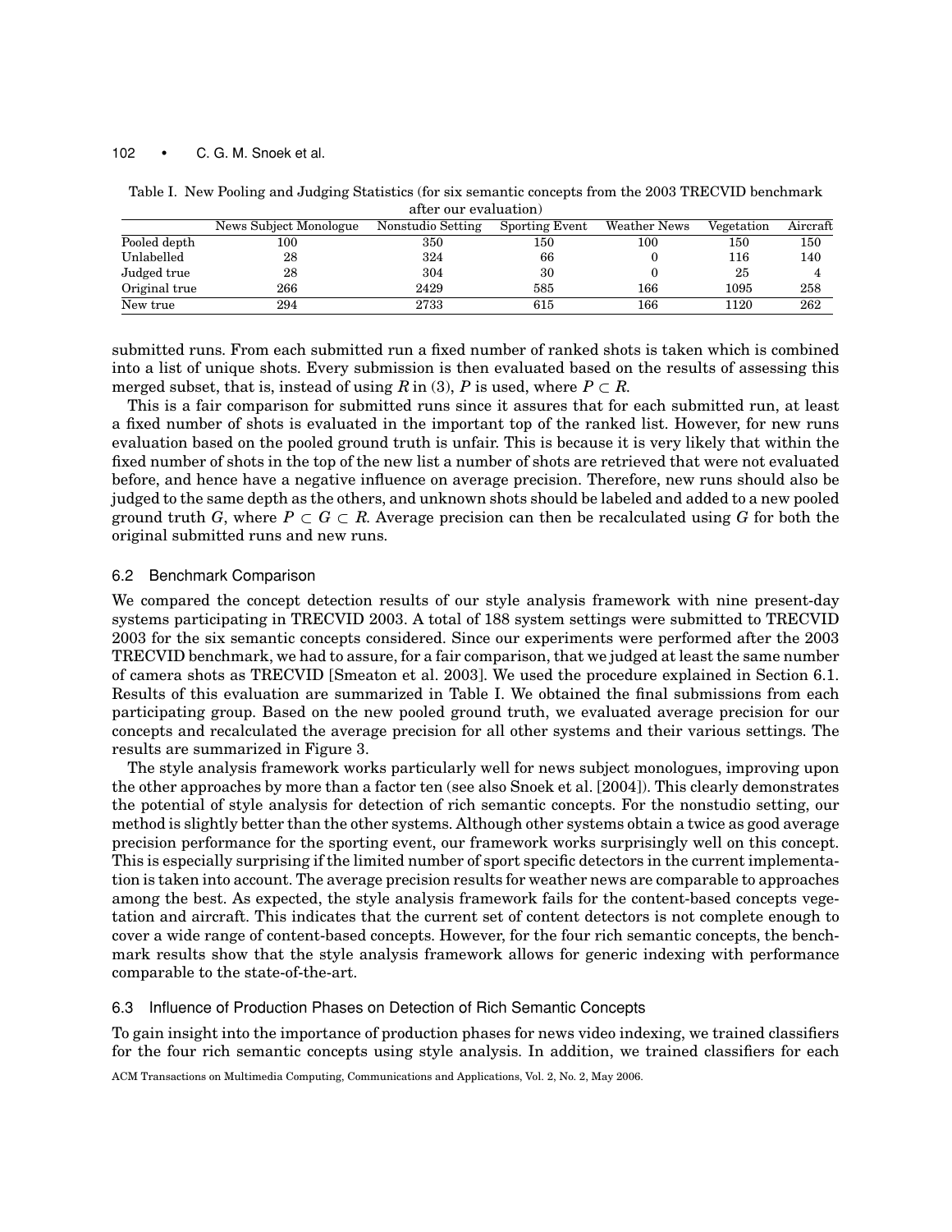Table I. New Pooling and Judging Statistics (for six semantic concepts from the 2003 TRECVID benchmark after our evaluation)

| | News Subject Monologue | Nonstudio Setting | Sporting Event | Weather News | Vegetation | Aircraft |
|---|---|---|---|---|---|---|
| Pooled depth | 100 | 350 | 150 | 100 | 150 | 150 |
| Unlabelled | 28 | 324 | 66 | 0 | 116 | 140 |
| Judged true | 28 | 304 | 30 | 0 | 25 | 4 |
| Original true | 266 | 2429 | 585 | 166 | 1095 | 258 |
| New true | 294 | 2733 | 615 | 166 | 1120 | 262 |

submitted runs. From each submitted run a fixed number of ranked shots is taken which is combined into a list of unique shots. Every submission is then evaluated based on the results of assessing this merged subset, that is, instead of using $R$ in (3), $P$ is used, where $P \subset R$.

This is a fair comparison for submitted runs since it assures that for each submitted run, at least a fixed number of shots is evaluated in the important top of the ranked list. However, for new runs evaluation based on the pooled ground truth is unfair. This is because it is very likely that within the fixed number of shots in the top of the new list a number of shots are retrieved that were not evaluated before, and hence have a negative influence on average precision. Therefore, new runs should also be judged to the same depth as the others, and unknown shots should be labeled and added to a new pooled ground truth $G$, where $P \subset G \subset R$. Average precision can then be recalculated using $G$ for both the original submitted runs and new runs.

### 6.2 Benchmark Comparison

We compared the concept detection results of our style analysis framework with nine present-day systems participating in TRECVID 2003. A total of 188 system settings were submitted to TRECVID 2003 for the six semantic concepts considered. Since our experiments were performed after the 2003 TRECVID benchmark, we had to assure, for a fair comparison, that we judged at least the same number of camera shots as TRECVID [Smeaton et al. 2003]. We used the procedure explained in Section 6.1. Results of this evaluation are summarized in Table I. We obtained the final submissions from each participating group. Based on the new pooled ground truth, we evaluated average precision for our concepts and recalculated the average precision for all other systems and their various settings. The results are summarized in Figure 3.

The style analysis framework works particularly well for news subject monologues, improving upon the other approaches by more than a factor ten (see also Snoek et al. [2004]). This clearly demonstrates the potential of style analysis for detection of rich semantic concepts. For the nonstudio setting, our method is slightly better than the other systems. Although other systems obtain a twice as good average precision performance for the sporting event, our framework works surprisingly well on this concept. This is especially surprising if the limited number of sport specific detectors in the current implementation is taken into account. The average precision results for weather news are comparable to approaches among the best. As expected, the style analysis framework fails for the content-based concepts vegetation and aircraft. This indicates that the current set of content detectors is not complete enough to cover a wide range of content-based concepts. However, for the four rich semantic concepts, the benchmark results show that the style analysis framework allows for generic indexing with performance comparable to the state-of-the-art.

### 6.3 Influence of Production Phases on Detection of Rich Semantic Concepts

To gain insight into the importance of production phases for news video indexing, we trained classifiers for the four rich semantic concepts using style analysis. In addition, we trained classifiers for each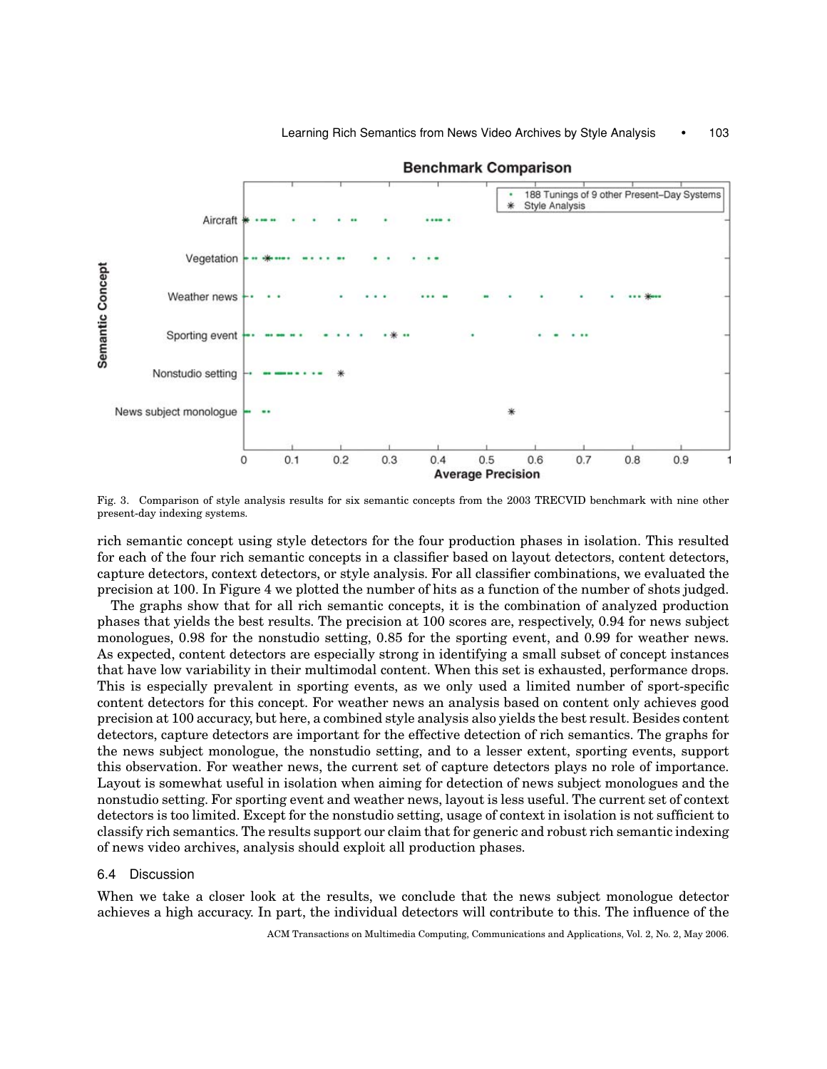Fig. 3. Comparison of style analysis results for six semantic concepts from the 2003 TRECVID benchmark with nine other present-day indexing systems.

rich semantic concept using style detectors for the four production phases in isolation. This resulted for each of the four rich semantic concepts in a classifier based on layout detectors, content detectors, capture detectors, context detectors, or style analysis. For all classifier combinations, we evaluated the precision at 100. In Figure 4 we plotted the number of hits as a function of the number of shots judged.

The graphs show that for all rich semantic concepts, it is the combination of analyzed production phases that yields the best results. The precision at 100 scores are, respectively, 0.94 for news subject monologues, 0.98 for the nonstudio setting, 0.85 for the sporting event, and 0.99 for weather news. As expected, content detectors are especially strong in identifying a small subset of concept instances that have low variability in their multimodal content. When this set is exhausted, performance drops. This is especially prevalent in sporting events, as we only used a limited number of sport-specific content detectors for this concept. For weather news an analysis based on content only achieves good precision at 100 accuracy, but here, a combined style analysis also yields the best result. Besides content detectors, capture detectors are important for the effective detection of rich semantics. The graphs for the news subject monologue, the nonstudio setting, and to a lesser extent, sporting events, support this observation. For weather news, the current set of capture detectors plays no role of importance. Layout is somewhat useful in isolation when aiming for detection of news subject monologues and the nonstudio setting. For sporting event and weather news, layout is less useful. The current set of context detectors is too limited. Except for the nonstudio setting, usage of context in isolation is not sufficient to classify rich semantics. The results support our claim that for generic and robust rich semantic indexing of news video archives, analysis should exploit all production phases.

### 6.4 Discussion

When we take a closer look at the results, we conclude that the news subject monologue detector achieves a high accuracy. In part, the individual detectors will contribute to this. The influence of the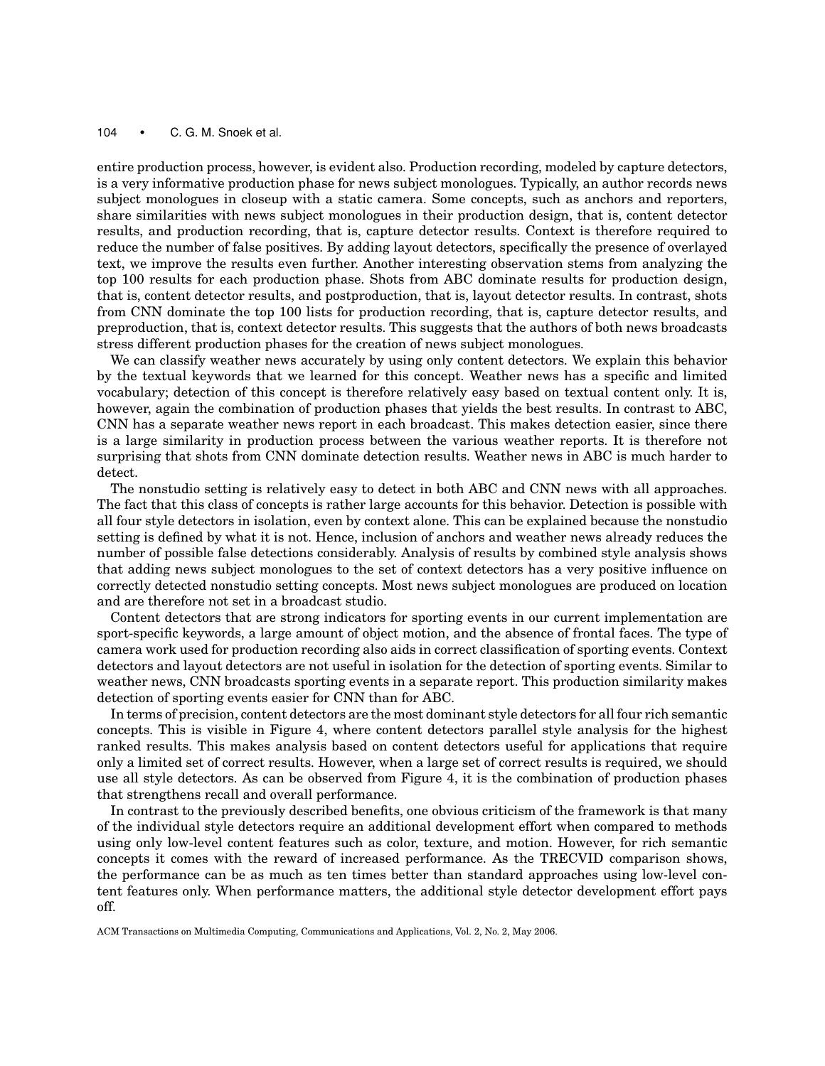entire production process, however, is evident also. Production recording, modeled by capture detectors, is a very informative production phase for news subject monologues. Typically, an author records news subject monologues in closeup with a static camera. Some concepts, such as anchors and reporters, share similarities with news subject monologues in their production design, that is, content detector results, and production recording, that is, capture detector results. Context is therefore required to reduce the number of false positives. By adding layout detectors, specifically the presence of overlayed text, we improve the results even further. Another interesting observation stems from analyzing the top 100 results for each production phase. Shots from ABC dominate results for production design, that is, content detector results, and postproduction, that is, layout detector results. In contrast, shots from CNN dominate the top 100 lists for production recording, that is, capture detector results, and preproduction, that is, context detector results. This suggests that the authors of both news broadcasts stress different production phases for the creation of news subject monologues.

We can classify weather news accurately by using only content detectors. We explain this behavior by the textual keywords that we learned for this concept. Weather news has a specific and limited vocabulary; detection of this concept is therefore relatively easy based on textual content only. It is, however, again the combination of production phases that yields the best results. In contrast to ABC, CNN has a separate weather news report in each broadcast. This makes detection easier, since there is a large similarity in production process between the various weather reports. It is therefore not surprising that shots from CNN dominate detection results. Weather news in ABC is much harder to detect.

The nonstudio setting is relatively easy to detect in both ABC and CNN news with all approaches. The fact that this class of concepts is rather large accounts for this behavior. Detection is possible with all four style detectors in isolation, even by context alone. This can be explained because the nonstudio setting is defined by what it is not. Hence, inclusion of anchors and weather news already reduces the number of possible false detections considerably. Analysis of results by combined style analysis shows that adding news subject monologues to the set of context detectors has a very positive influence on correctly detected nonstudio setting concepts. Most news subject monologues are produced on location and are therefore not set in a broadcast studio.

Content detectors that are strong indicators for sporting events in our current implementation are sport-specific keywords, a large amount of object motion, and the absence of frontal faces. The type of camera work used for production recording also aids in correct classification of sporting events. Context detectors and layout detectors are not useful in isolation for the detection of sporting events. Similar to weather news, CNN broadcasts sporting events in a separate report. This production similarity makes detection of sporting events easier for CNN than for ABC.

In terms of precision, content detectors are the most dominant style detectors for all four rich semantic concepts. This is visible in Figure 4, where content detectors parallel style analysis for the highest ranked results. This makes analysis based on content detectors useful for applications that require only a limited set of correct results. However, when a large set of correct results is required, we should use all style detectors. As can be observed from Figure 4, it is the combination of production phases that strengthens recall and overall performance.

In contrast to the previously described benefits, one obvious criticism of the framework is that many of the individual style detectors require an additional development effort when compared to methods using only low-level content features such as color, texture, and motion. However, for rich semantic concepts it comes with the reward of increased performance. As the TRECVID comparison shows, the performance can be as much as ten times better than standard approaches using low-level content features only. When performance matters, the additional style detector development effort pays off.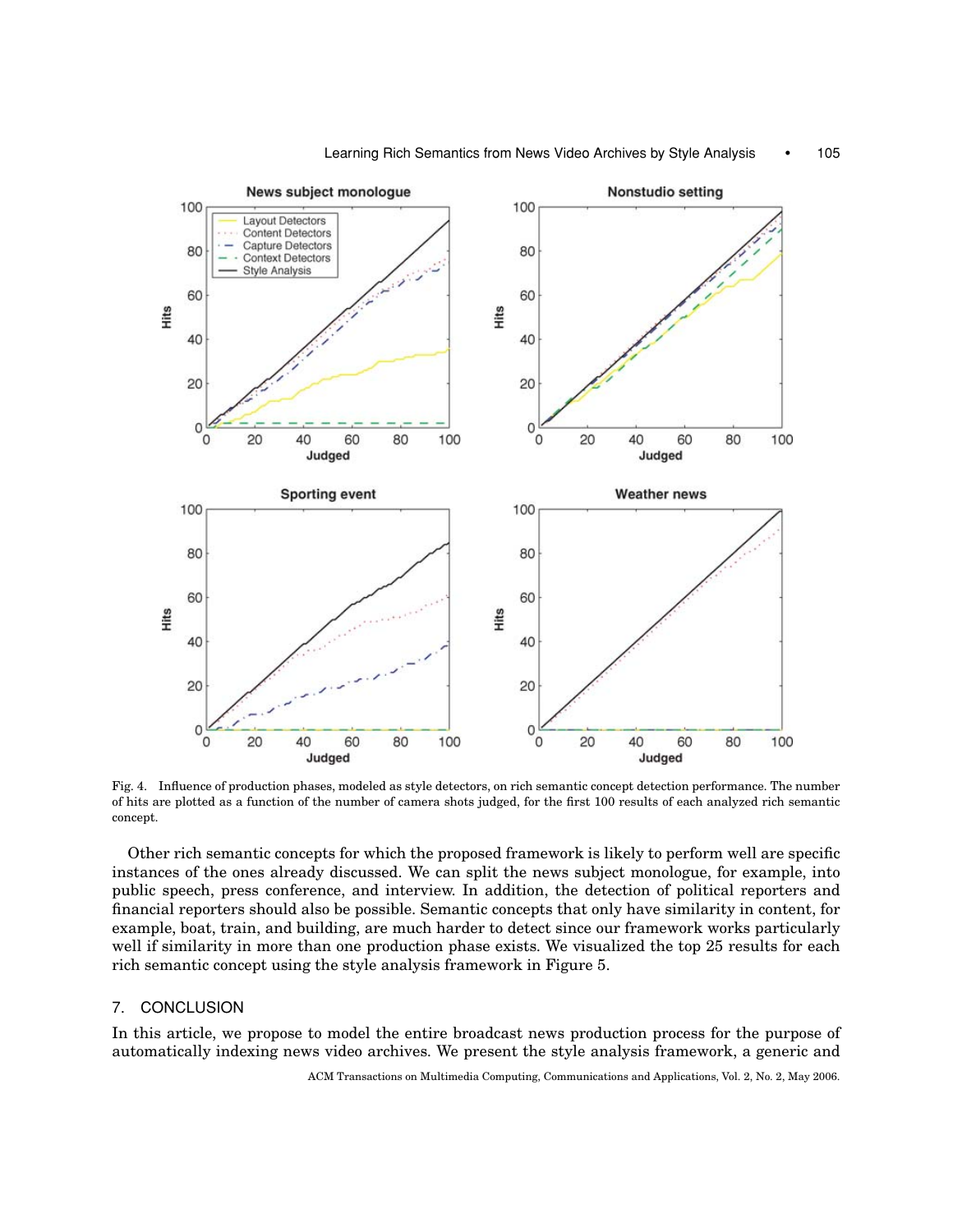Fig. 4. Influence of production phases, modeled as style detectors, on rich semantic concept detection performance. The number of hits are plotted as a function of the number of camera shots judged, for the first 100 results of each analyzed rich semantic concept.

Other rich semantic concepts for which the proposed framework is likely to perform well are specific instances of the ones already discussed. We can split the news subject monologue, for example, into public speech, press conference, and interview. In addition, the detection of political reporters and financial reporters should also be possible. Semantic concepts that only have similarity in content, for example, boat, train, and building, are much harder to detect since our framework works particularly well if similarity in more than one production phase exists. We visualized the top 25 results for each rich semantic concept using the style analysis framework in Figure 5.

## 7. CONCLUSION

In this article, we propose to model the entire broadcast news production process for the purpose of automatically indexing news video archives. We present the style analysis framework, a generic and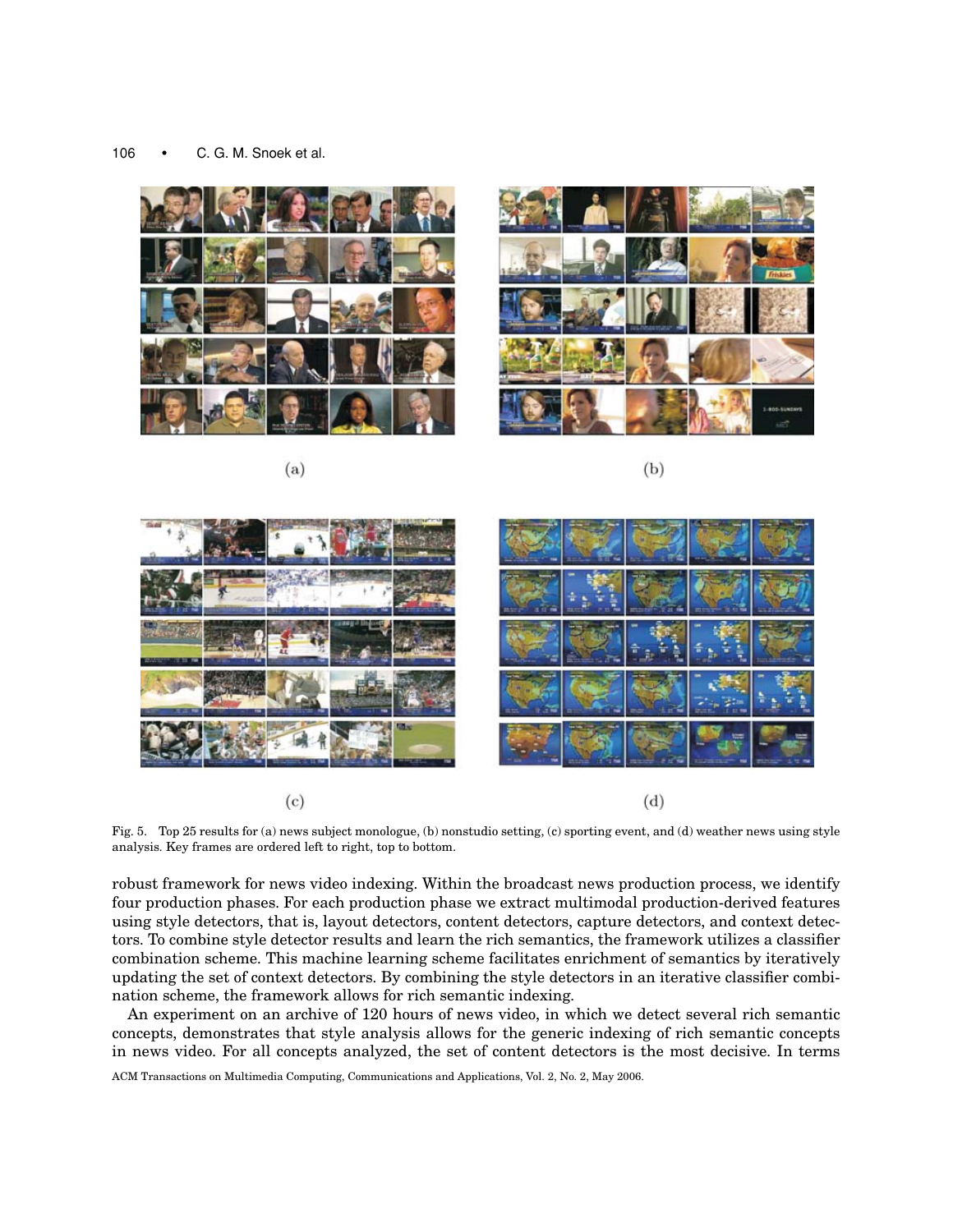Fig. 5. Top 25 results for (a) news subject monologue, (b) nonstudio setting, (c) sporting event, and (d) weather news using style analysis. Key frames are ordered left to right, top to bottom.

robust framework for news video indexing. Within the broadcast news production process, we identify four production phases. For each production phase we extract multimodal production-derived features using style detectors, that is, layout detectors, content detectors, capture detectors, and context detectors. To combine style detector results and learn the rich semantics, the framework utilizes a classifier combination scheme. This machine learning scheme facilitates enrichment of semantics by iteratively updating the set of context detectors. By combining the style detectors in an iterative classifier combination scheme, the framework allows for rich semantic indexing.

An experiment on an archive of 120 hours of news video, in which we detect several rich semantic concepts, demonstrates that style analysis allows for the generic indexing of rich semantic concepts in news video. For all concepts analyzed, the set of content detectors is the most decisive. In terms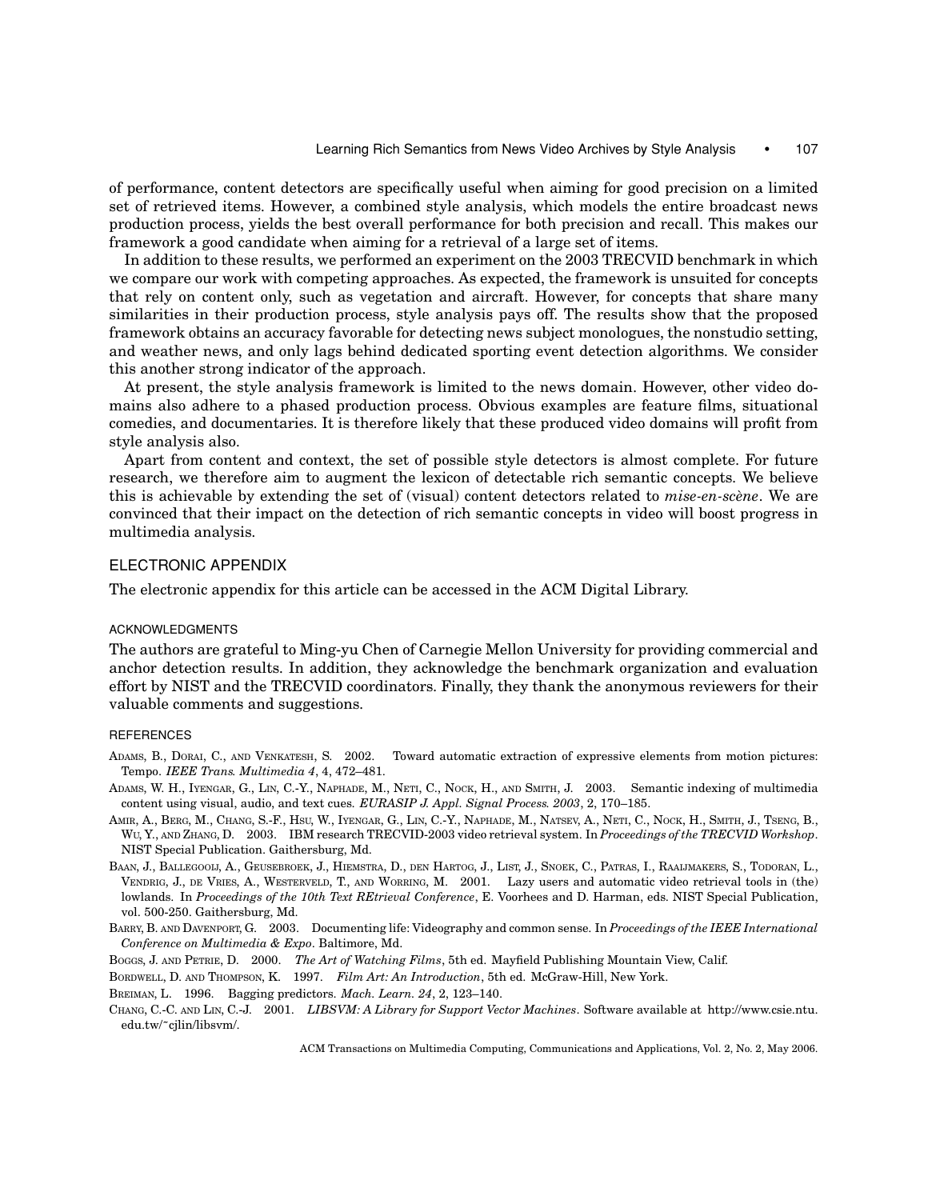of performance, content detectors are specifically useful when aiming for good precision on a limited set of retrieved items. However, a combined style analysis, which models the entire broadcast news production process, yields the best overall performance for both precision and recall. This makes our framework a good candidate when aiming for a retrieval of a large set of items.

In addition to these results, we performed an experiment on the 2003 TRECVID benchmark in which we compare our work with competing approaches. As expected, the framework is unsuited for concepts that rely on content only, such as vegetation and aircraft. However, for concepts that share many similarities in their production process, style analysis pays off. The results show that the proposed framework obtains an accuracy favorable for detecting news subject monologues, the nonstudio setting, and weather news, and only lags behind dedicated sporting event detection algorithms. We consider this another strong indicator of the approach.

At present, the style analysis framework is limited to the news domain. However, other video domains also adhere to a phased production process. Obvious examples are feature films, situational comedies, and documentaries. It is therefore likely that these produced video domains will profit from style analysis also.

Apart from content and context, the set of possible style detectors is almost complete. For future research, we therefore aim to augment the lexicon of detectable rich semantic concepts. We believe this is achievable by extending the set of (visual) content detectors related to *mise-en-scène*. We are convinced that their impact on the detection of rich semantic concepts in video will boost progress in multimedia analysis.

## ELECTRONIC APPENDIX

The electronic appendix for this article can be accessed in the ACM Digital Library.

### ACKNOWLEDGMENTS

The authors are grateful to Ming-yu Chen of Carnegie Mellon University for providing commercial and anchor detection results. In addition, they acknowledge the benchmark organization and evaluation effort by NIST and the TRECVID coordinators. Finally, they thank the anonymous reviewers for their valuable comments and suggestions.

### REFERENCES

Adams, B., Dorai, C., and Venkatesh, S. 2002. Toward automatic extraction of expressive elements from motion pictures: Tempo. *IEEE Trans. Multimedia 4*, 4, 472–481.

Adams, W. H., Iyengar, G., Lin, C.-Y., Naphade, M., Neti, C., Nock, H., and Smith, J. 2003. Semantic indexing of multimedia content using visual, audio, and text cues. *EURASIP J. Appl. Signal Process. 2003*, 2, 170–185.

Amir, A., Berg, M., Chang, S.-F., Hsu, W., Iyengar, G., Lin, C.-Y., Naphade, M., Natsev, A., Neti, C., Nock, H., Smith, J., Tseng, B., Wu, Y., and Zhang, D. 2003. IBM research TRECVID-2003 video retrieval system. In *Proceedings of the TRECVID Workshop*. NIST Special Publication. Gaithersburg, Md.

Baan, J., Ballegooij, A., Geusebroek, J., Hiemstra, D., den Hartog, J., List, J., Snoek, C., Patras, I., Raaijmakers, S., Todoran, L., Vendrig, J., de Vries, A., Westerveld, T., and Worring, M. 2001. Lazy users and automatic video retrieval tools in (the) lowlands. In *Proceedings of the 10th Text REtrieval Conference*, E. Voorhees and D. Harman, eds. NIST Special Publication, vol. 500-250. Gaithersburg, Md.

Barry, B. and Davenport, G. 2003. Documenting life: Videography and common sense. In *Proceedings of the IEEE International Conference on Multimedia & Expo*. Baltimore, Md.

Boggs, J. and Petrie, D. 2000. *The Art of Watching Films*, 5th ed. Mayfield Publishing Mountain View, Calif.

Bordwell, D. and Thompson, K. 1997. *Film Art: An Introduction*, 5th ed. McGraw-Hill, New York.

Breiman, L. 1996. Bagging predictors. *Mach. Learn. 24*, 2, 123–140.

Chang, C.-C. and Lin, C.-J. 2001. *LIBSVM: A Library for Support Vector Machines*. Software available at http://www.csie.ntu.edu.tw/~cjlin/libsvm/.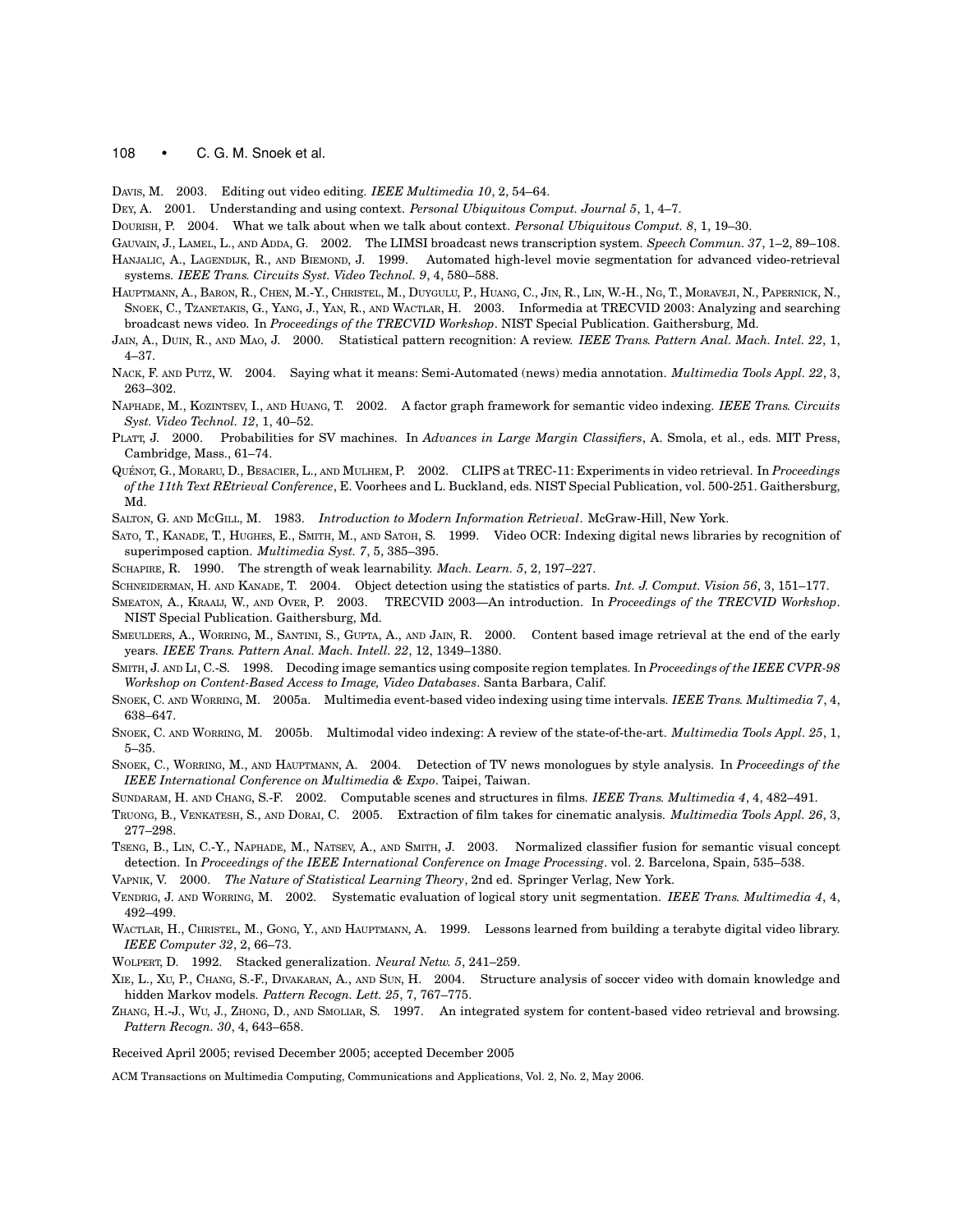DAVIS, M. 2003. Editing out video editing. *IEEE Multimedia 10*, 2, 54–64.

DEY, A. 2001. Understanding and using context. *Personal Ubiquitous Comput. Journal 5*, 1, 4–7.

DOURISH, P. 2004. What we talk about when we talk about context. *Personal Ubiquitous Comput. 8*, 1, 19–30.

GAUVAIN, J., LAMEL, L., AND ADDA, G. 2002. The LIMSI broadcast news transcription system. *Speech Commun. 37*, 1–2, 89–108.

HANJALIC, A., LAGENDIJK, R., AND BIEMOND, J. 1999. Automated high-level movie segmentation for advanced video-retrieval systems. *IEEE Trans. Circuits Syst. Video Technol. 9*, 4, 580–588.

HAUPTMANN, A., BARON, R., CHEN, M.-Y., CHRISTEL, M., DUYGULU, P., HUANG, C., JIN, R., LIN, W.-H., NG, T., MORAVEJI, N., PAPERNICK, N., SNOEK, C., TZANETAKIS, G., YANG, J., YAN, R., AND WACTLAR, H. 2003. Informedia at TRECVID 2003: Analyzing and searching broadcast news video. In *Proceedings of the TRECVID Workshop*. NIST Special Publication. Gaithersburg, Md.

JAIN, A., DUIN, R., AND MAO, J. 2000. Statistical pattern recognition: A review. *IEEE Trans. Pattern Anal. Mach. Intel. 22*, 1, 4–37.

NACK, F. AND PUTZ, W. 2004. Saying what it means: Semi-Automated (news) media annotation. *Multimedia Tools Appl. 22*, 3, 263–302.

NAPHADE, M., KOZINTSEV, I., AND HUANG, T. 2002. A factor graph framework for semantic video indexing. *IEEE Trans. Circuits Syst. Video Technol. 12*, 1, 40–52.

PLATT, J. 2000. Probabilities for SV machines. In *Advances in Large Margin Classifiers*, A. Smola, et al., eds. MIT Press, Cambridge, Mass., 61–74.

QUÉNOT, G., MORARU, D., BESACIER, L., AND MULHEM, P. 2002. CLIPS at TREC-11: Experiments in video retrieval. In *Proceedings of the 11th Text REtrieval Conference*, E. Voorhees and L. Buckland, eds. NIST Special Publication, vol. 500-251. Gaithersburg, Md.

SALTON, G. AND MCGILL, M. 1983. *Introduction to Modern Information Retrieval*. McGraw-Hill, New York.

SATO, T., KANADE, T., HUGHES, E., SMITH, M., AND SATOH, S. 1999. Video OCR: Indexing digital news libraries by recognition of superimposed caption. *Multimedia Syst. 7*, 5, 385–395.

SCHAPIRE, R. 1990. The strength of weak learnability. *Mach. Learn. 5*, 2, 197–227.

SCHNEIDERMAN, H. AND KANADE, T. 2004. Object detection using the statistics of parts. *Int. J. Comput. Vision 56*, 3, 151–177.

SMEATON, A., KRAAIJ, W., AND OVER, P. 2003. TRECVID 2003—An introduction. In *Proceedings of the TRECVID Workshop*. NIST Special Publication. Gaithersburg, Md.

SMEULDERS, A., WORRING, M., SANTINI, S., GUPTA, A., AND JAIN, R. 2000. Content based image retrieval at the end of the early years. *IEEE Trans. Pattern Anal. Mach. Intell. 22*, 12, 1349–1380.

SMITH, J. AND LI, C.-S. 1998. Decoding image semantics using composite region templates. In *Proceedings of the IEEE CVPR-98 Workshop on Content-Based Access to Image, Video Databases*. Santa Barbara, Calif.

SNOEK, C. AND WORRING, M. 2005a. Multimedia event-based video indexing using time intervals. *IEEE Trans. Multimedia 7*, 4, 638–647.

SNOEK, C. AND WORRING, M. 2005b. Multimodal video indexing: A review of the state-of-the-art. *Multimedia Tools Appl. 25*, 1, 5–35.

SNOEK, C., WORRING, M., AND HAUPTMANN, A. 2004. Detection of TV news monologues by style analysis. In *Proceedings of the IEEE International Conference on Multimedia & Expo*. Taipei, Taiwan.

SUNDARAM, H. AND CHANG, S.-F. 2002. Computable scenes and structures in films. *IEEE Trans. Multimedia 4*, 4, 482–491.

TRUONG, B., VENKATESH, S., AND DORAI, C. 2005. Extraction of film takes for cinematic analysis. *Multimedia Tools Appl. 26*, 3, 277–298.

TSENG, B., LIN, C.-Y., NAPHADE, M., NATSEV, A., AND SMITH, J. 2003. Normalized classifier fusion for semantic visual concept detection. In *Proceedings of the IEEE International Conference on Image Processing*. vol. 2. Barcelona, Spain, 535–538.

VAPNIK, V. 2000. *The Nature of Statistical Learning Theory*, 2nd ed. Springer Verlag, New York.

VENDRIG, J. AND WORRING, M. 2002. Systematic evaluation of logical story unit segmentation. *IEEE Trans. Multimedia 4*, 4, 492–499.

WACTLAR, H., CHRISTEL, M., GONG, Y., AND HAUPTMANN, A. 1999. Lessons learned from building a terabyte digital video library. *IEEE Computer 32*, 2, 66–73.

WOLPERT, D. 1992. Stacked generalization. *Neural Netw. 5*, 241–259.

XIE, L., XU, P., CHANG, S.-F., DIVAKARAN, A., AND SUN, H. 2004. Structure analysis of soccer video with domain knowledge and hidden Markov models. *Pattern Recogn. Lett. 25*, 7, 767–775.

ZHANG, H.-J., WU, J., ZHONG, D., AND SMOLIAR, S. 1997. An integrated system for content-based video retrieval and browsing. *Pattern Recogn. 30*, 4, 643–658.

Received April 2005; revised December 2005; accepted December 2005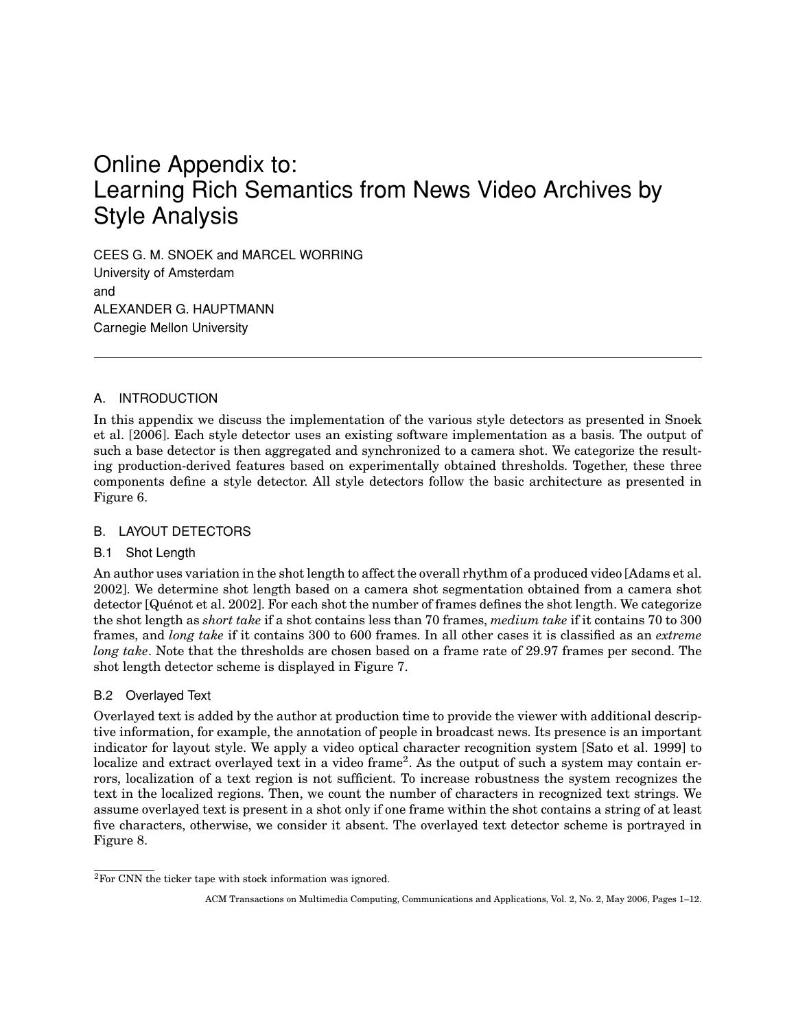# Online Appendix to: Learning Rich Semantics from News Video Archives by Style Analysis

CEES G. M. SNOEK and MARCEL WORRING
University of Amsterdam
and
ALEXANDER G. HAUPTMANN
Carnegie Mellon University

---

## A. INTRODUCTION

In this appendix we discuss the implementation of the various style detectors as presented in Snoek et al. [2006]. Each style detector uses an existing software implementation as a basis. The output of such a base detector is then aggregated and synchronized to a camera shot. We categorize the resulting production-derived features based on experimentally obtained thresholds. Together, these three components define a style detector. All style detectors follow the basic architecture as presented in Figure 6.

## B. LAYOUT DETECTORS

### B.1 Shot Length

An author uses variation in the shot length to affect the overall rhythm of a produced video [Adams et al. 2002]. We determine shot length based on a camera shot segmentation obtained from a camera shot detector [Quénot et al. 2002]. For each shot the number of frames defines the shot length. We categorize the shot length as *short take* if a shot contains less than 70 frames, *medium take* if it contains 70 to 300 frames, and *long take* if it contains 300 to 600 frames. In all other cases it is classified as an *extreme long take*. Note that the thresholds are chosen based on a frame rate of 29.97 frames per second. The shot length detector scheme is displayed in Figure 7.

### B.2 Overlayed Text

Overlayed text is added by the author at production time to provide the viewer with additional descriptive information, for example, the annotation of people in broadcast news. Its presence is an important indicator for layout style. We apply a video optical character recognition system [Sato et al. 1999] to localize and extract overlayed text in a video frame[2]. As the output of such a system may contain errors, localization of a text region is not sufficient. To increase robustness the system recognizes the text in the localized regions. Then, we count the number of characters in recognized text strings. We assume overlayed text is present in a shot only if one frame within the shot contains a string of at least five characters, otherwise, we consider it absent. The overlayed text detector scheme is portrayed in Figure 8.

---

[2]For CNN the ticker tape with stock information was ignored.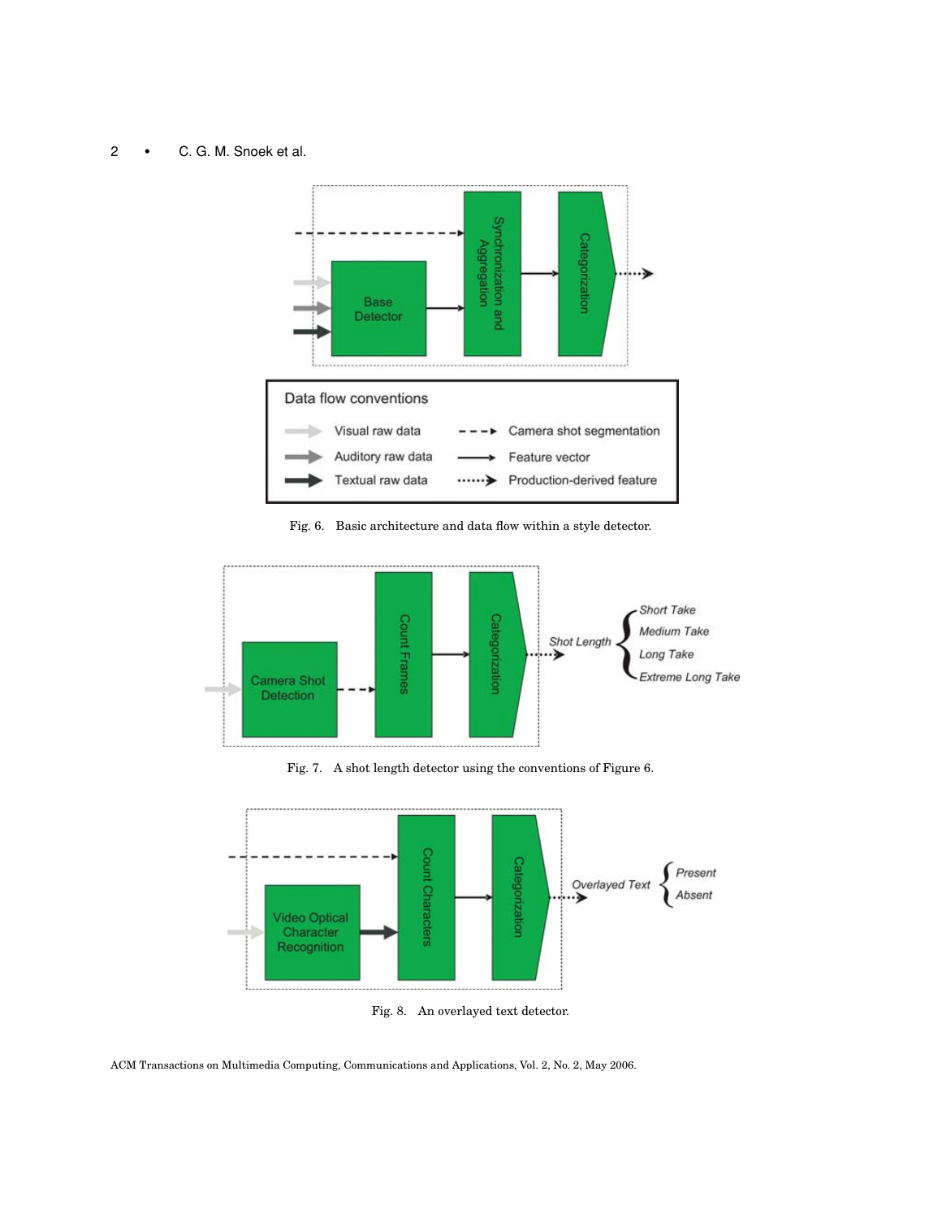Fig. 6. Basic architecture and data flow within a style detector.

Fig. 7. A shot length detector using the conventions of Figure 6.

Fig. 8. An overlayed text detector.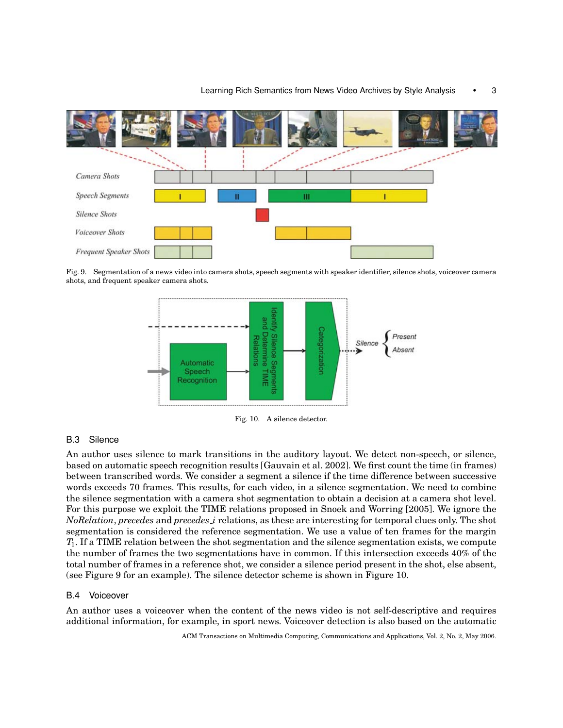Fig. 9. Segmentation of a news video into camera shots, speech segments with speaker identifier, silence shots, voiceover camera shots, and frequent speaker camera shots.

Fig. 10. A silence detector.

### B.3 Silence

An author uses silence to mark transitions in the auditory layout. We detect non-speech, or silence, based on automatic speech recognition results [Gauvain et al. 2002]. We first count the time (in frames) between transcribed words. We consider a segment a silence if the time difference between successive words exceeds 70 frames. This results, for each video, in a silence segmentation. We need to combine the silence segmentation with a camera shot segmentation to obtain a decision at a camera shot level. For this purpose we exploit the TIME relations proposed in Snoek and Worring [2005]. We ignore the *NoRelation*, *precedes* and *precedes_i* relations, as these are interesting for temporal clues only. The shot segmentation is considered the reference segmentation. We use a value of ten frames for the margin $T_1$. If a TIME relation between the shot segmentation and the silence segmentation exists, we compute the number of frames the two segmentations have in common. If this intersection exceeds 40% of the total number of frames in a reference shot, we consider a silence period present in the shot, else absent, (see Figure 9 for an example). The silence detector scheme is shown in Figure 10.

### B.4 Voiceover

An author uses a voiceover when the content of the news video is not self-descriptive and requires additional information, for example, in sport news. Voiceover detection is also based on the automatic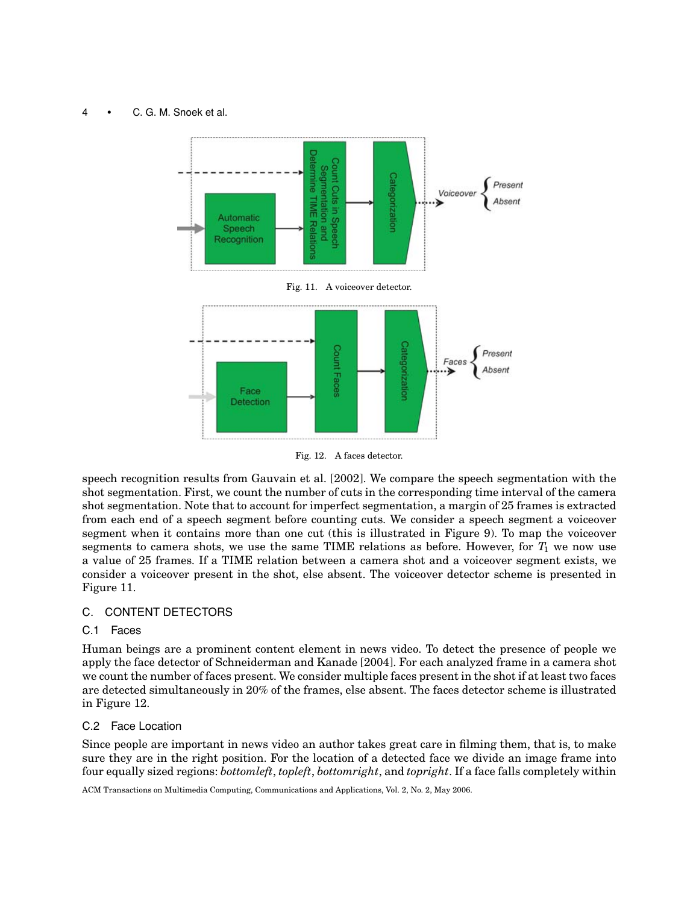Fig. 11. A voiceover detector.

Fig. 12. A faces detector.

speech recognition results from Gauvain et al. [2002]. We compare the speech segmentation with the shot segmentation. First, we count the number of cuts in the corresponding time interval of the camera shot segmentation. Note that to account for imperfect segmentation, a margin of 25 frames is extracted from each end of a speech segment before counting cuts. We consider a speech segment a voiceover segment when it contains more than one cut (this is illustrated in Figure 9). To map the voiceover segments to camera shots, we use the same TIME relations as before. However, for $T_1$ we now use a value of 25 frames. If a TIME relation between a camera shot and a voiceover segment exists, we consider a voiceover present in the shot, else absent. The voiceover detector scheme is presented in Figure 11.

## C. CONTENT DETECTORS

### C.1 Faces

Human beings are a prominent content element in news video. To detect the presence of people we apply the face detector of Schneiderman and Kanade [2004]. For each analyzed frame in a camera shot we count the number of faces present. We consider multiple faces present in the shot if at least two faces are detected simultaneously in 20% of the frames, else absent. The faces detector scheme is illustrated in Figure 12.

### C.2 Face Location

Since people are important in news video an author takes great care in filming them, that is, to make sure they are in the right position. For the location of a detected face we divide an image frame into four equally sized regions: *bottomleft*, *topleft*, *bottomright*, and *topright*. If a face falls completely within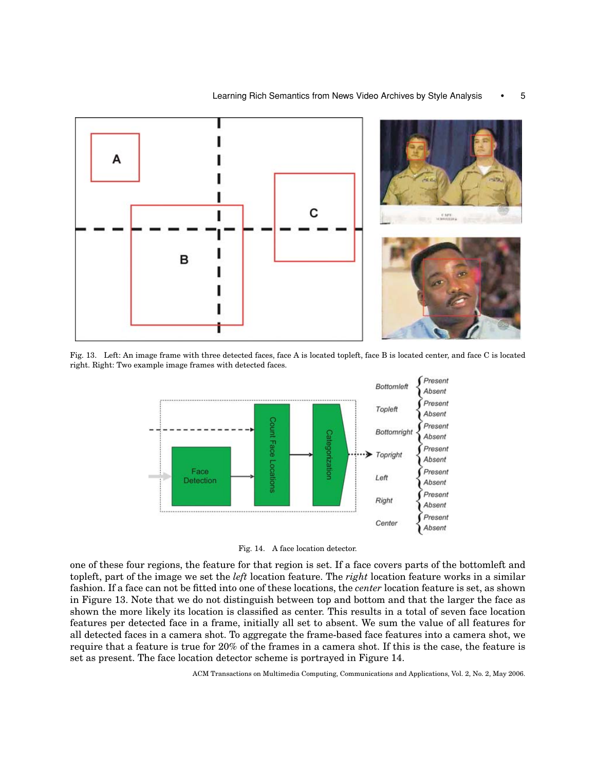Fig. 13. Left: An image frame with three detected faces, face A is located topleft, face B is located center, and face C is located right. Right: Two example image frames with detected faces.

Fig. 14. A face location detector.

one of these four regions, the feature for that region is set. If a face covers parts of the bottomleft and topleft, part of the image we set the *left* location feature. The *right* location feature works in a similar fashion. If a face can not be fitted into one of these locations, the *center* location feature is set, as shown in Figure 13. Note that we do not distinguish between top and bottom and that the larger the face as shown the more likely its location is classified as center. This results in a total of seven face location features per detected face in a frame, initially all set to absent. We sum the value of all features for all detected faces in a camera shot. To aggregate the frame-based face features into a camera shot, we require that a feature is true for 20% of the frames in a camera shot. If this is the case, the feature is set as present. The face location detector scheme is portrayed in Figure 14.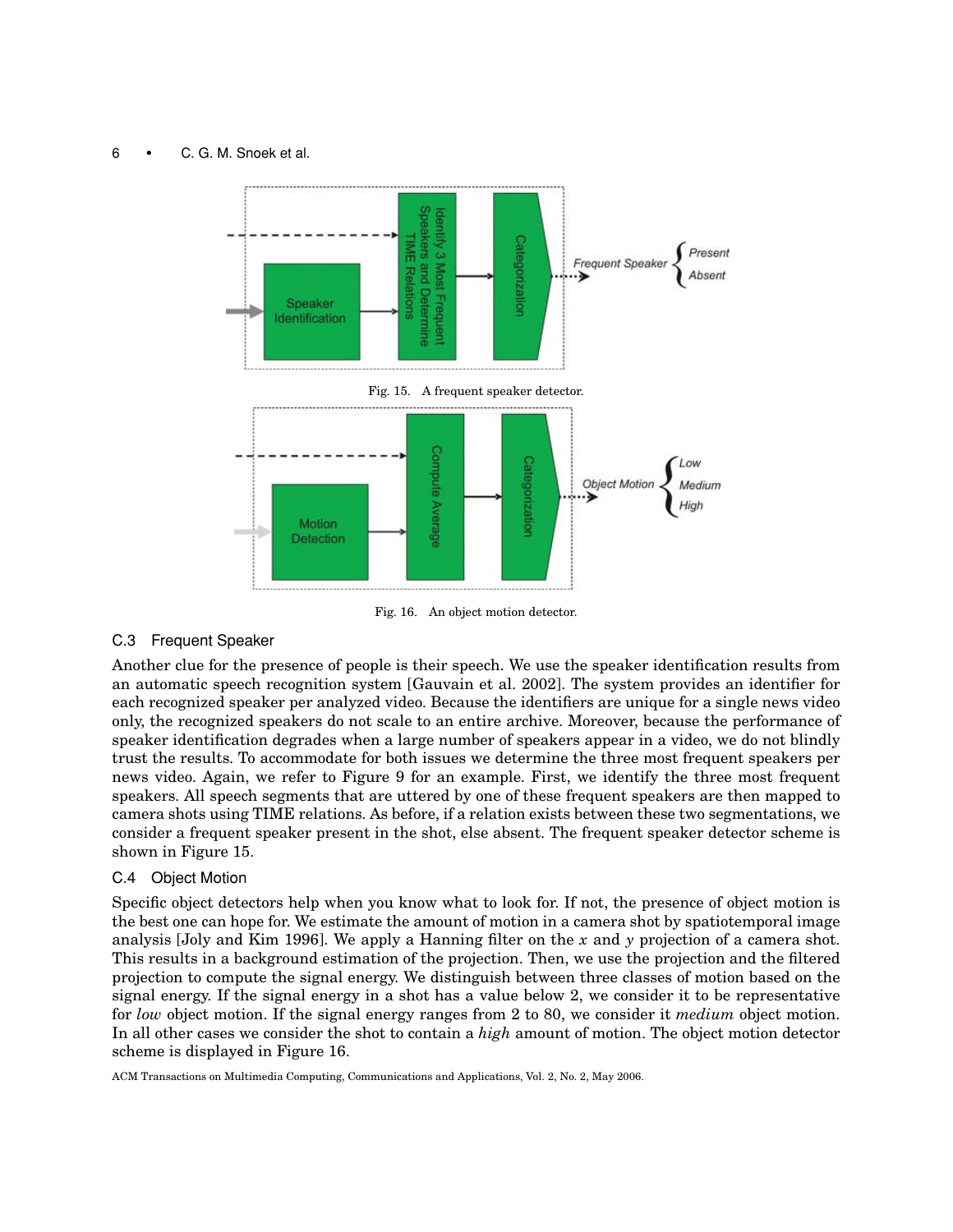Fig. 15. A frequent speaker detector.

Fig. 16. An object motion detector.

### C.3 Frequent Speaker

Another clue for the presence of people is their speech. We use the speaker identification results from an automatic speech recognition system [Gauvain et al. 2002]. The system provides an identifier for each recognized speaker per analyzed video. Because the identifiers are unique for a single news video only, the recognized speakers do not scale to an entire archive. Moreover, because the performance of speaker identification degrades when a large number of speakers appear in a video, we do not blindly trust the results. To accommodate for both issues we determine the three most frequent speakers per news video. Again, we refer to Figure 9 for an example. First, we identify the three most frequent speakers. All speech segments that are uttered by one of these frequent speakers are then mapped to camera shots using TIME relations. As before, if a relation exists between these two segmentations, we consider a frequent speaker present in the shot, else absent. The frequent speaker detector scheme is shown in Figure 15.

### C.4 Object Motion

Specific object detectors help when you know what to look for. If not, the presence of object motion is the best one can hope for. We estimate the amount of motion in a camera shot by spatiotemporal image analysis [Joly and Kim 1996]. We apply a Hanning filter on the $x$ and $y$ projection of a camera shot. This results in a background estimation of the projection. Then, we use the projection and the filtered projection to compute the signal energy. We distinguish between three classes of motion based on the signal energy. If the signal energy in a shot has a value below 2, we consider it to be representative for *low* object motion. If the signal energy ranges from 2 to 80, we consider it *medium* object motion. In all other cases we consider the shot to contain a *high* amount of motion. The object motion detector scheme is displayed in Figure 16.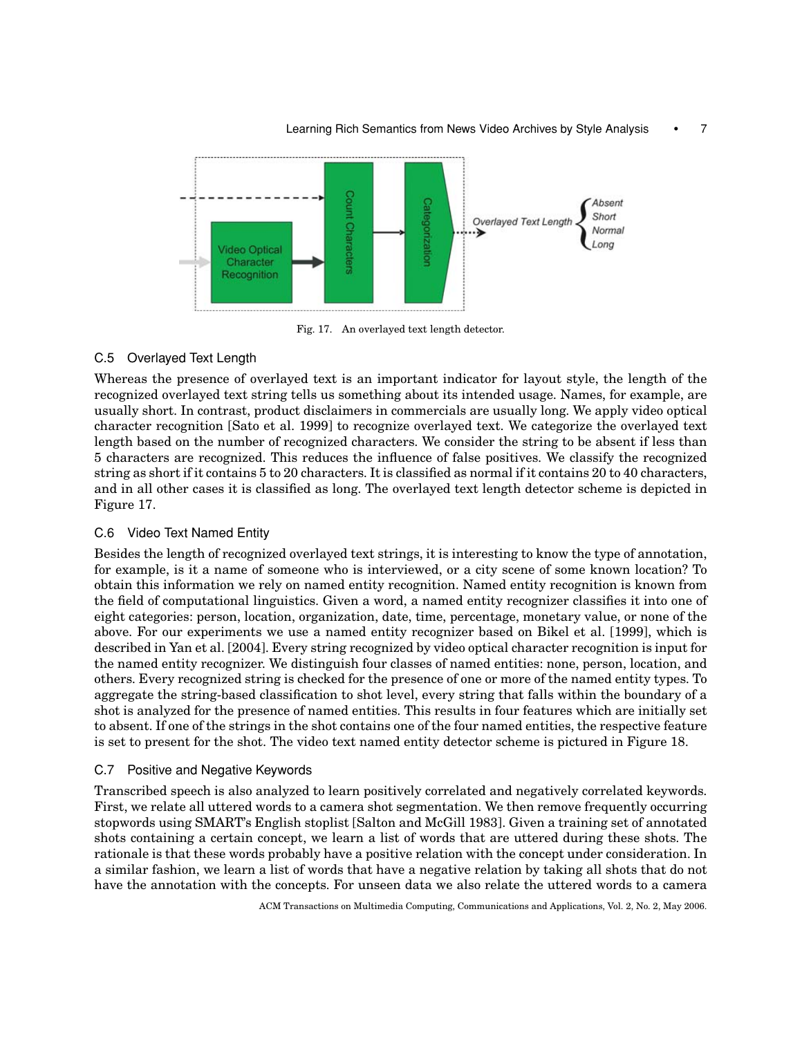Fig. 17. An overlayed text length detector.

### C.5 Overlayed Text Length

Whereas the presence of overlayed text is an important indicator for layout style, the length of the recognized overlayed text string tells us something about its intended usage. Names, for example, are usually short. In contrast, product disclaimers in commercials are usually long. We apply video optical character recognition [Sato et al. 1999] to recognize overlayed text. We categorize the overlayed text length based on the number of recognized characters. We consider the string to be absent if less than 5 characters are recognized. This reduces the influence of false positives. We classify the recognized string as short if it contains 5 to 20 characters. It is classified as normal if it contains 20 to 40 characters, and in all other cases it is classified as long. The overlayed text length detector scheme is depicted in Figure 17.

### C.6 Video Text Named Entity

Besides the length of recognized overlayed text strings, it is interesting to know the type of annotation, for example, is it a name of someone who is interviewed, or a city scene of some known location? To obtain this information we rely on named entity recognition. Named entity recognition is known from the field of computational linguistics. Given a word, a named entity recognizer classifies it into one of eight categories: person, location, organization, date, time, percentage, monetary value, or none of the above. For our experiments we use a named entity recognizer based on Bikel et al. [1999], which is described in Yan et al. [2004]. Every string recognized by video optical character recognition is input for the named entity recognizer. We distinguish four classes of named entities: none, person, location, and others. Every recognized string is checked for the presence of one or more of the named entity types. To aggregate the string-based classification to shot level, every string that falls within the boundary of a shot is analyzed for the presence of named entities. This results in four features which are initially set to absent. If one of the strings in the shot contains one of the four named entities, the respective feature is set to present for the shot. The video text named entity detector scheme is pictured in Figure 18.

### C.7 Positive and Negative Keywords

Transcribed speech is also analyzed to learn positively correlated and negatively correlated keywords. First, we relate all uttered words to a camera shot segmentation. We then remove frequently occurring stopwords using SMART's English stoplist [Salton and McGill 1983]. Given a training set of annotated shots containing a certain concept, we learn a list of words that are uttered during these shots. The rationale is that these words probably have a positive relation with the concept under consideration. In a similar fashion, we learn a list of words that have a negative relation by taking all shots that do not have the annotation with the concepts. For unseen data we also relate the uttered words to a camera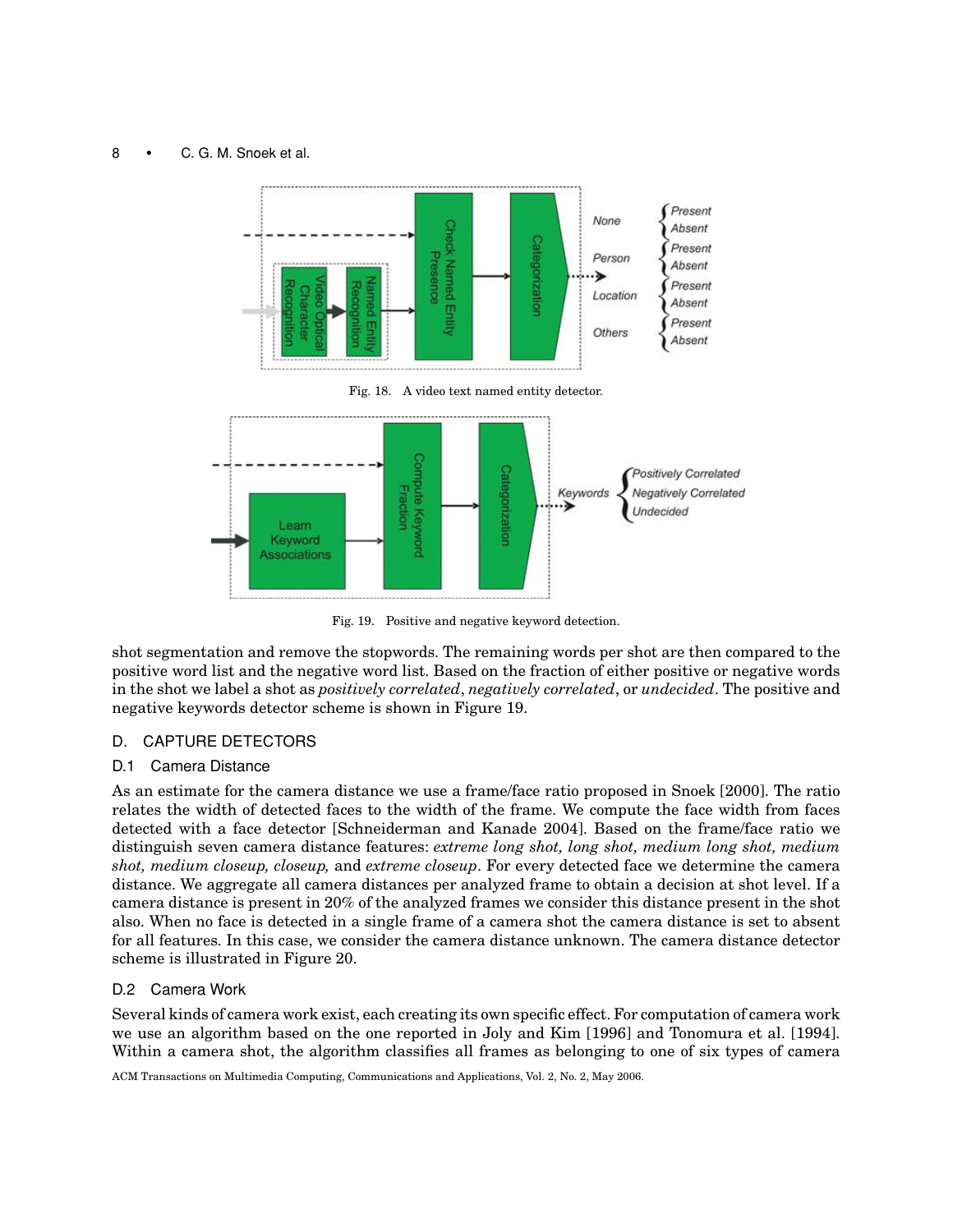Fig. 18. A video text named entity detector.

Fig. 19. Positive and negative keyword detection.

shot segmentation and remove the stopwords. The remaining words per shot are then compared to the positive word list and the negative word list. Based on the fraction of either positive or negative words in the shot we label a shot as *positively correlated*, *negatively correlated*, or *undecided*. The positive and negative keywords detector scheme is shown in Figure 19.

## D. CAPTURE DETECTORS

### D.1 Camera Distance

As an estimate for the camera distance we use a frame/face ratio proposed in Snoek [2000]. The ratio relates the width of detected faces to the width of the frame. We compute the face width from faces detected with a face detector [Schneiderman and Kanade 2004]. Based on the frame/face ratio we distinguish seven camera distance features: *extreme long shot, long shot, medium long shot, medium shot, medium closeup, closeup,* and *extreme closeup*. For every detected face we determine the camera distance. We aggregate all camera distances per analyzed frame to obtain a decision at shot level. If a camera distance is present in 20% of the analyzed frames we consider this distance present in the shot also. When no face is detected in a single frame of a camera shot the camera distance is set to absent for all features. In this case, we consider the camera distance unknown. The camera distance detector scheme is illustrated in Figure 20.

### D.2 Camera Work

Several kinds of camera work exist, each creating its own specific effect. For computation of camera work we use an algorithm based on the one reported in Joly and Kim [1996] and Tonomura et al. [1994]. Within a camera shot, the algorithm classifies all frames as belonging to one of six types of camera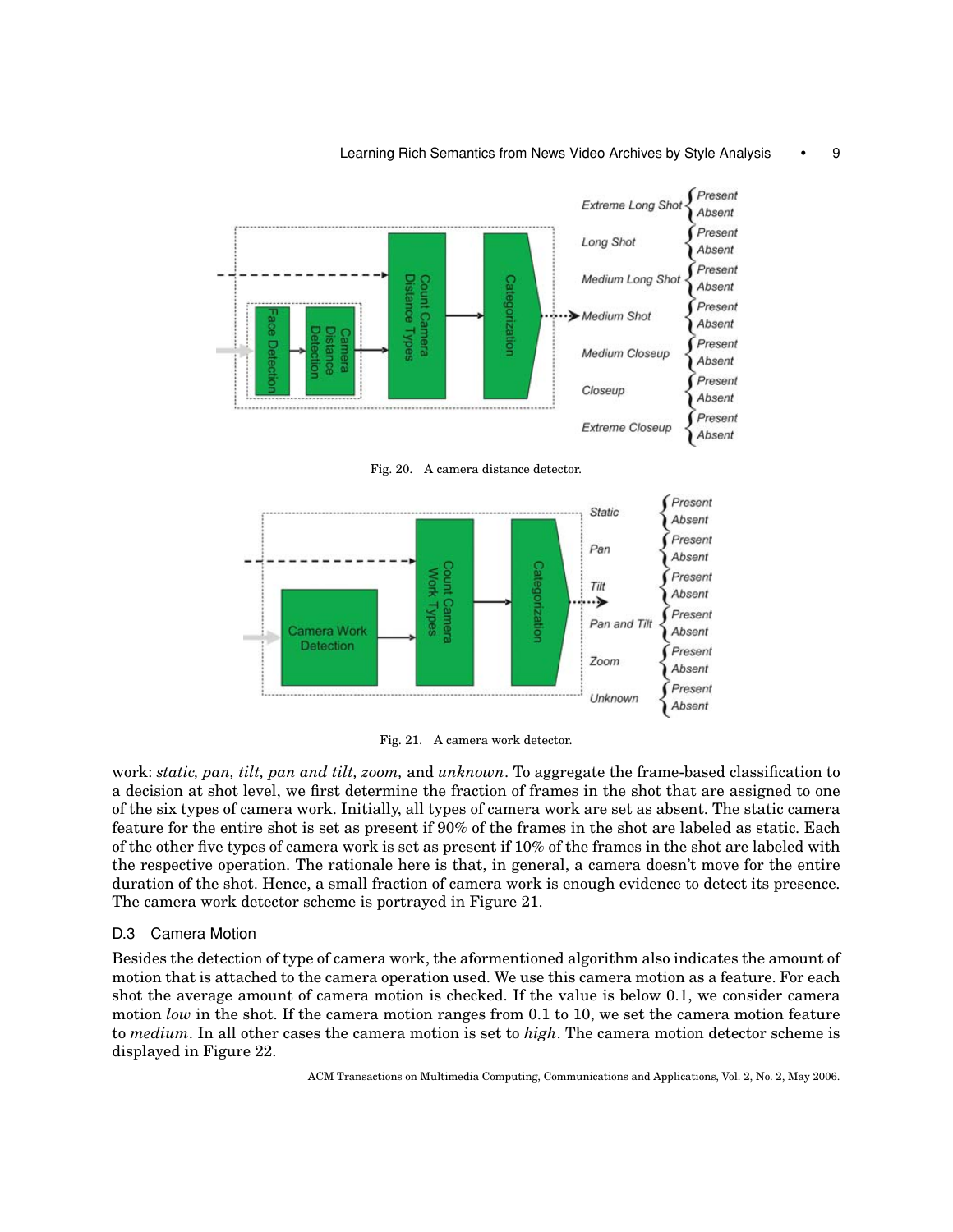Fig. 20. A camera distance detector.

Fig. 21. A camera work detector.

work: *static, pan, tilt, pan and tilt, zoom,* and *unknown*. To aggregate the frame-based classification to a decision at shot level, we first determine the fraction of frames in the shot that are assigned to one of the six types of camera work. Initially, all types of camera work are set as absent. The static camera feature for the entire shot is set as present if 90% of the frames in the shot are labeled as static. Each of the other five types of camera work is set as present if 10% of the frames in the shot are labeled with the respective operation. The rationale here is that, in general, a camera doesn't move for the entire duration of the shot. Hence, a small fraction of camera work is enough evidence to detect its presence. The camera work detector scheme is portrayed in Figure 21.

### D.3 Camera Motion

Besides the detection of type of camera work, the aforementioned algorithm also indicates the amount of motion that is attached to the camera operation used. We use this camera motion as a feature. For each shot the average amount of camera motion is checked. If the value is below 0.1, we consider camera motion *low* in the shot. If the camera motion ranges from 0.1 to 10, we set the camera motion feature to *medium*. In all other cases the camera motion is set to *high*. The camera motion detector scheme is displayed in Figure 22.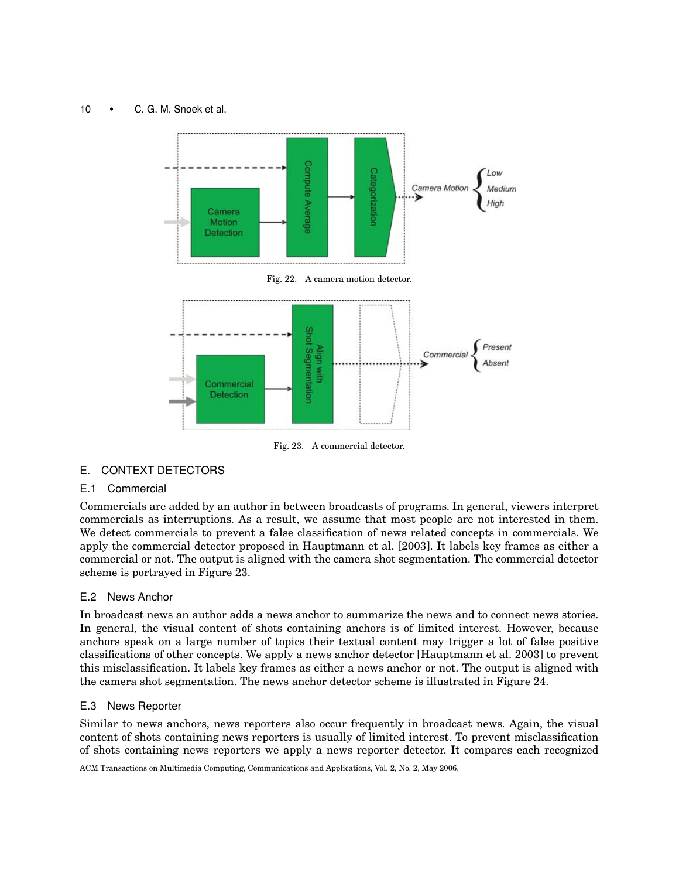Fig. 22. A camera motion detector.

Fig. 23. A commercial detector.

## E. CONTEXT DETECTORS

### E.1 Commercial

Commercials are added by an author in between broadcasts of programs. In general, viewers interpret commercials as interruptions. As a result, we assume that most people are not interested in them. We detect commercials to prevent a false classification of news related concepts in commercials. We apply the commercial detector proposed in Hauptmann et al. [2003]. It labels key frames as either a commercial or not. The output is aligned with the camera shot segmentation. The commercial detector scheme is portrayed in Figure 23.

### E.2 News Anchor

In broadcast news an author adds a news anchor to summarize the news and to connect news stories. In general, the visual content of shots containing anchors is of limited interest. However, because anchors speak on a large number of topics their textual content may trigger a lot of false positive classifications of other concepts. We apply a news anchor detector [Hauptmann et al. 2003] to prevent this misclassification. It labels key frames as either a news anchor or not. The output is aligned with the camera shot segmentation. The news anchor detector scheme is illustrated in Figure 24.

### E.3 News Reporter

Similar to news anchors, news reporters also occur frequently in broadcast news. Again, the visual content of shots containing news reporters is usually of limited interest. To prevent misclassification of shots containing news reporters we apply a news reporter detector. It compares each recognized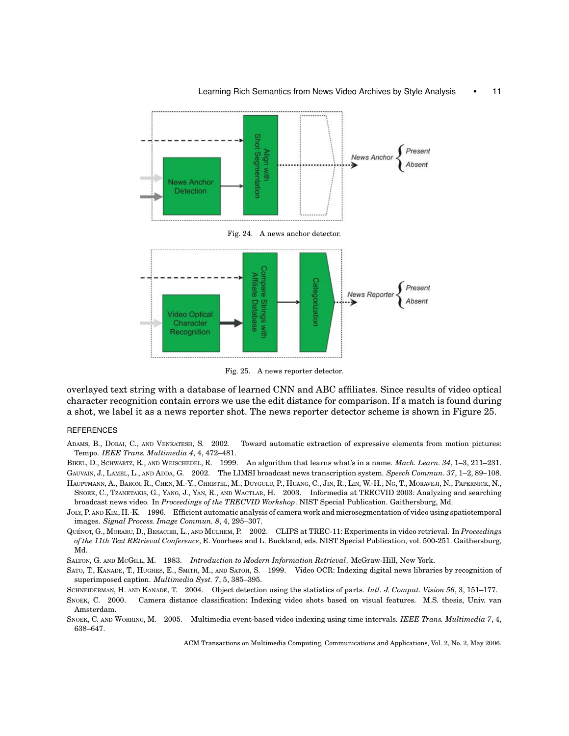Fig. 24. A news anchor detector.

Fig. 25. A news reporter detector.

overlayed text string with a database of learned CNN and ABC affiliates. Since results of video optical character recognition contain errors we use the edit distance for comparison. If a match is found during a shot, we label it as a news reporter shot. The news reporter detector scheme is shown in Figure 25.

## REFERENCES

Adams, B., Dorai, C., and Venkatesh, S. 2002. Toward automatic extraction of expressive elements from motion pictures: Tempo. *IEEE Trans. Multimedia 4*, 4, 472–481.

Bikel, D., Schwartz, R., and Weischedel, R. 1999. An algorithm that learns what's in a name. *Mach. Learn. 34*, 1–3, 211–231.

Gauvain, J., Lamel, L., and Adda, G. 2002. The LIMSI broadcast news transcription system. *Speech Commun. 37*, 1–2, 89–108.

Hauptmann, A., Baron, R., Chen, M.-Y., Christel, M., Duygulu, P., Huang, C., Jin, R., Lin, W.-H., Ng, T., Moraveji, N., Papernick, N., Snoek, C., Tzanetakis, G., Yang, J., Yan, R., and Wactlar, H. 2003. Informedia at TRECVID 2003: Analyzing and searching broadcast news video. In *Proceedings of the TRECVID Workshop*. NIST Special Publication. Gaithersburg, Md.

Joly, P. and Kim, H.-K. 1996. Efficient automatic analysis of camera work and microsegmentation of video using spatiotemporal images. *Signal Process. Image Commun. 8*, 4, 295–307.

Quénot, G., Moraru, D., Besacier, L., and Mulhem, P. 2002. CLIPS at TREC-11: Experiments in video retrieval. In *Proceedings of the 11th Text REtrieval Conference*, E. Voorhees and L. Buckland, eds. NIST Special Publication, vol. 500-251. Gaithersburg, Md.

Salton, G. and McGill, M. 1983. *Introduction to Modern Information Retrieval*. McGraw-Hill, New York.

Sato, T., Kanade, T., Hughes, E., Smith, M., and Satoh, S. 1999. Video OCR: Indexing digital news libraries by recognition of superimposed caption. *Multimedia Syst. 7*, 5, 385–395.

Schneiderman, H. and Kanade, T. 2004. Object detection using the statistics of parts. *Intl. J. Comput. Vision 56*, 3, 151–177.

Snoek, C. 2000. Camera distance classification: Indexing video shots based on visual features. M.S. thesis, Univ. van Amsterdam.

Snoek, C. and Worring, M. 2005. Multimedia event-based video indexing using time intervals. *IEEE Trans. Multimedia 7*, 4, 638–647.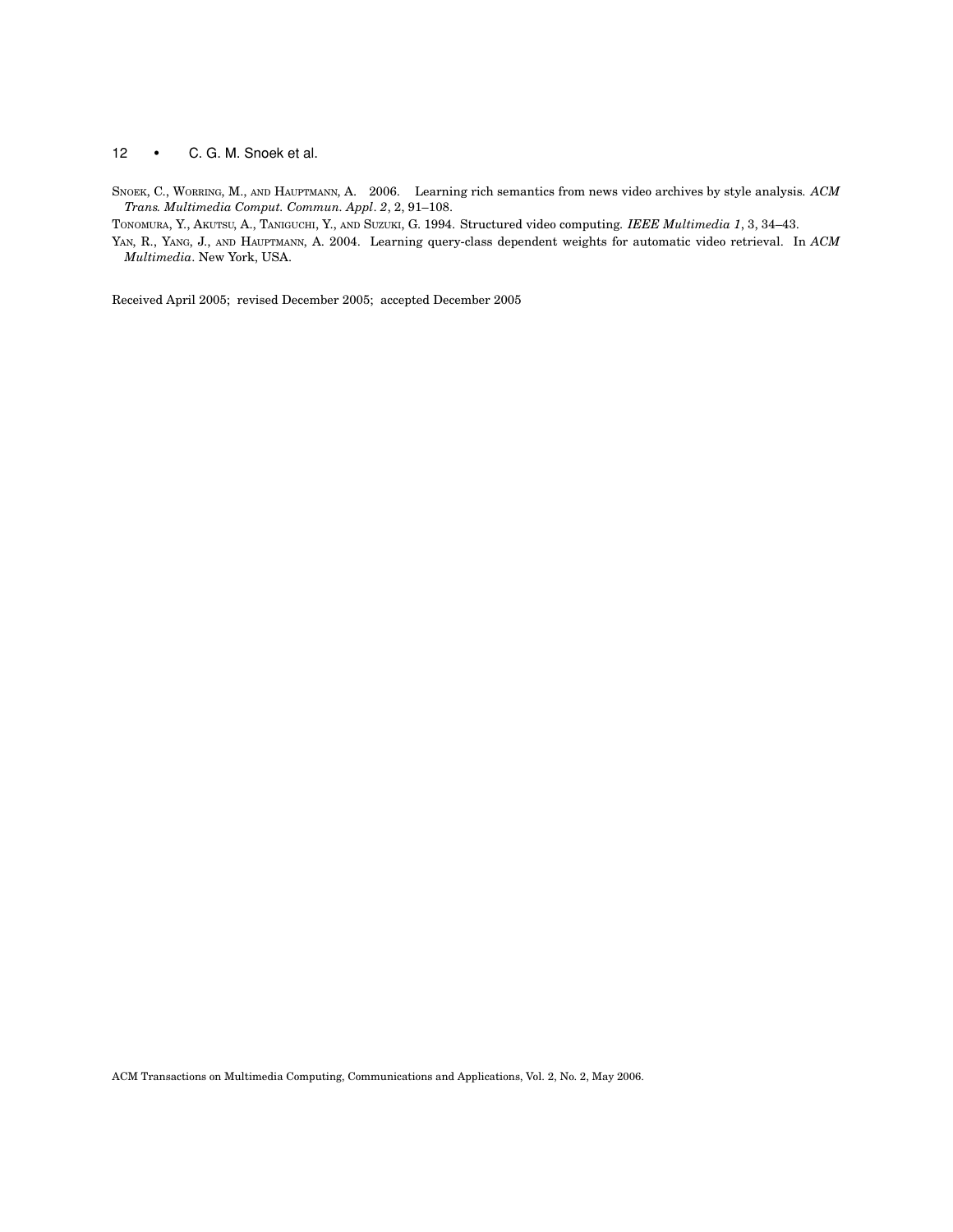Snoek, C., Worring, M., and Hauptmann, A. 2006. Learning rich semantics from news video archives by style analysis. *ACM Trans. Multimedia Comput. Commun. Appl. 2*, 2, 91–108.

Tonomura, Y., Akutsu, A., Taniguchi, Y., and Suzuki, G. 1994. Structured video computing. *IEEE Multimedia 1*, 3, 34–43.

Yan, R., Yang, J., and Hauptmann, A. 2004. Learning query-class dependent weights for automatic video retrieval. In *ACM Multimedia*. New York, USA.

Received April 2005; revised December 2005; accepted December 2005